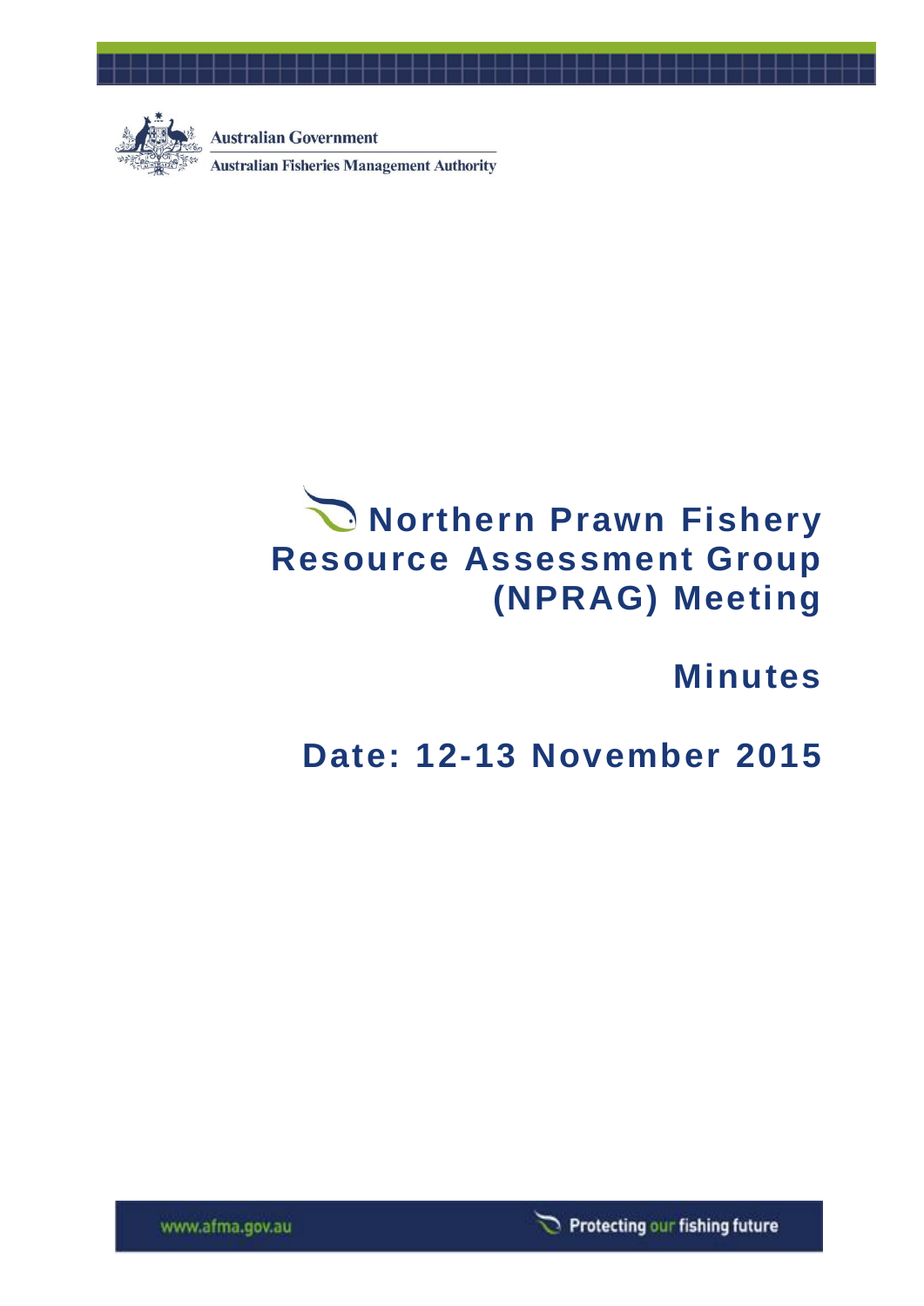Australian Government

Australian Fisheries Management Authority

# Northern Prawn Fishery Resource Assessment Group (NPRAG) Meeting

## Minutes

## Date: 12-13 November 2015

www.afma.gov.au

Protecting our fishing future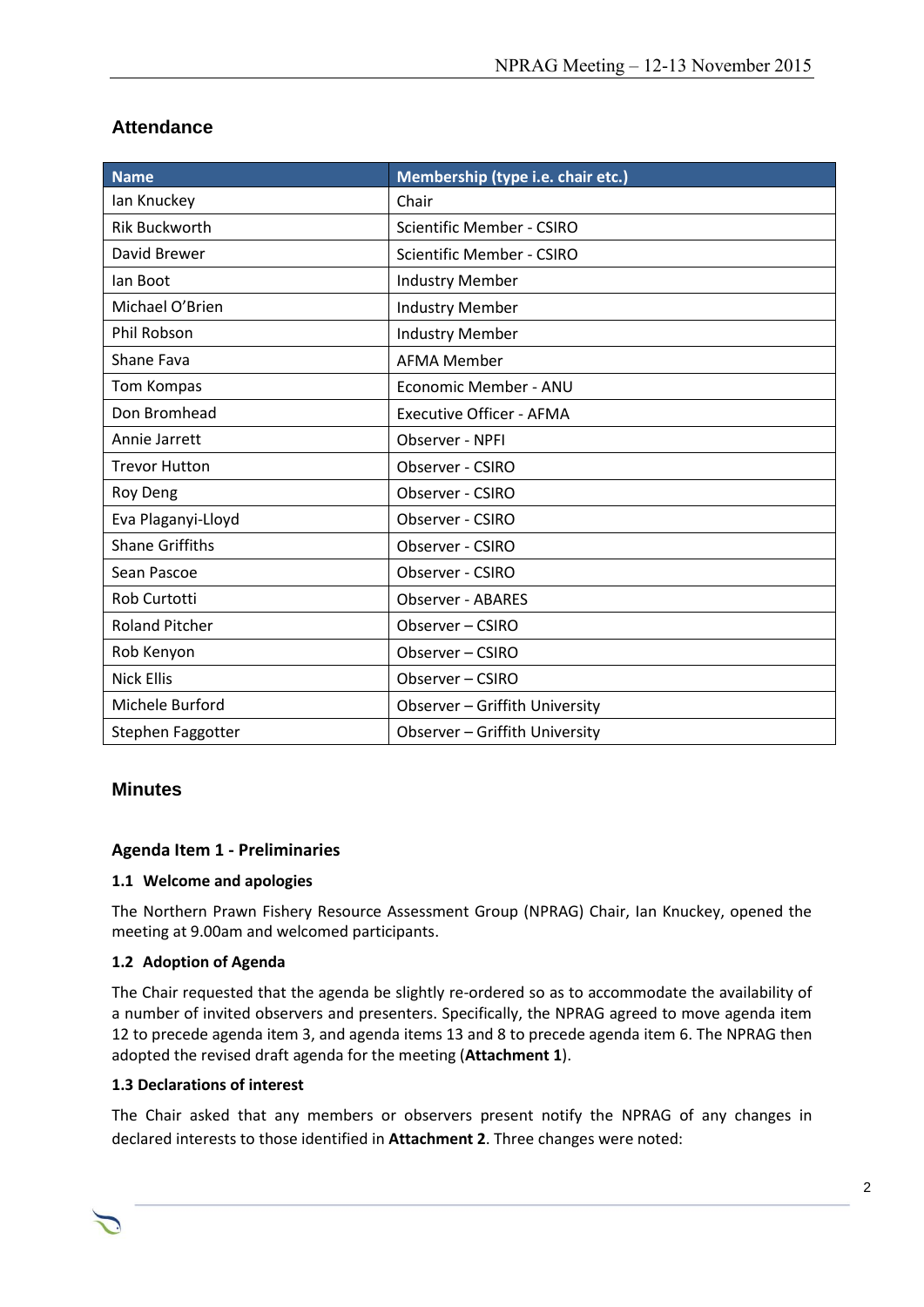## Attendance

| Name | Membership (type i.e. chair etc.) |
|---|---|
| Ian Knuckey | Chair |
| Rik Buckworth | Scientific Member - CSIRO |
| David Brewer | Scientific Member - CSIRO |
| Ian Boot | Industry Member |
| Michael O'Brien | Industry Member |
| Phil Robson | Industry Member |
| Shane Fava | AFMA Member |
| Tom Kompas | Economic Member - ANU |
| Don Bromhead | Executive Officer - AFMA |
| Annie Jarrett | Observer - NPFI |
| Trevor Hutton | Observer - CSIRO |
| Roy Deng | Observer - CSIRO |
| Eva Plaganyi-Lloyd | Observer - CSIRO |
| Shane Griffiths | Observer - CSIRO |
| Sean Pascoe | Observer - CSIRO |
| Rob Curtotti | Observer - ABARES |
| Roland Pitcher | Observer – CSIRO |
| Rob Kenyon | Observer – CSIRO |
| Nick Ellis | Observer – CSIRO |
| Michele Burford | Observer – Griffith University |
| Stephen Faggotter | Observer – Griffith University |

## Minutes

### Agenda Item 1 - Preliminaries

#### 1.1 Welcome and apologies

The Northern Prawn Fishery Resource Assessment Group (NPRAG) Chair, Ian Knuckey, opened the meeting at 9.00am and welcomed participants.

#### 1.2 Adoption of Agenda

The Chair requested that the agenda be slightly re-ordered so as to accommodate the availability of a number of invited observers and presenters. Specifically, the NPRAG agreed to move agenda item 12 to precede agenda item 3, and agenda items 13 and 8 to precede agenda item 6. The NPRAG then adopted the revised draft agenda for the meeting (**Attachment 1**).

#### 1.3 Declarations of interest

The Chair asked that any members or observers present notify the NPRAG of any changes in declared interests to those identified in **Attachment 2**. Three changes were noted: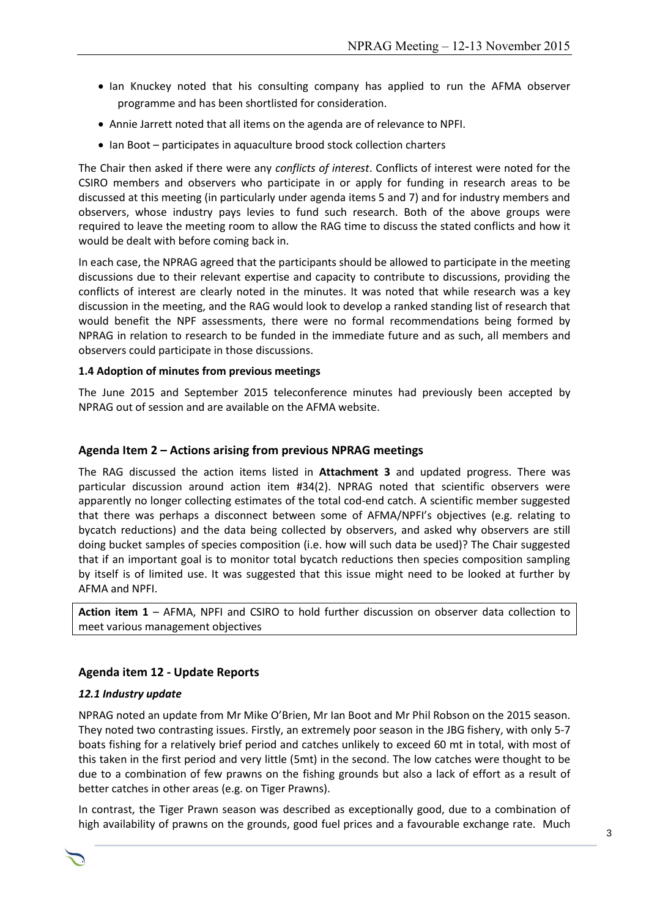- Ian Knuckey noted that his consulting company has applied to run the AFMA observer programme and has been shortlisted for consideration.
- Annie Jarrett noted that all items on the agenda are of relevance to NPFI.
- Ian Boot – participates in aquaculture brood stock collection charters

The Chair then asked if there were any *conflicts of interest*. Conflicts of interest were noted for the CSIRO members and observers who participate in or apply for funding in research areas to be discussed at this meeting (in particularly under agenda items 5 and 7) and for industry members and observers, whose industry pays levies to fund such research. Both of the above groups were required to leave the meeting room to allow the RAG time to discuss the stated conflicts and how it would be dealt with before coming back in.

In each case, the NPRAG agreed that the participants should be allowed to participate in the meeting discussions due to their relevant expertise and capacity to contribute to discussions, providing the conflicts of interest are clearly noted in the minutes. It was noted that while research was a key discussion in the meeting, and the RAG would look to develop a ranked standing list of research that would benefit the NPF assessments, there were no formal recommendations being formed by NPRAG in relation to research to be funded in the immediate future and as such, all members and observers could participate in those discussions.

#### 1.4 Adoption of minutes from previous meetings

The June 2015 and September 2015 teleconference minutes had previously been accepted by NPRAG out of session and are available on the AFMA website.

## Agenda Item 2 – Actions arising from previous NPRAG meetings

The RAG discussed the action items listed in **Attachment 3** and updated progress. There was particular discussion around action item #34(2). NPRAG noted that scientific observers were apparently no longer collecting estimates of the total cod-end catch. A scientific member suggested that there was perhaps a disconnect between some of AFMA/NPFI's objectives (e.g. relating to bycatch reductions) and the data being collected by observers, and asked why observers are still doing bucket samples of species composition (i.e. how will such data be used)? The Chair suggested that if an important goal is to monitor total bycatch reductions then species composition sampling by itself is of limited use. It was suggested that this issue might need to be looked at further by AFMA and NPFI.

**Action item 1** – AFMA, NPFI and CSIRO to hold further discussion on observer data collection to meet various management objectives

## Agenda item 12 - Update Reports

### *12.1 Industry update*

NPRAG noted an update from Mr Mike O'Brien, Mr Ian Boot and Mr Phil Robson on the 2015 season. They noted two contrasting issues. Firstly, an extremely poor season in the JBG fishery, with only 5-7 boats fishing for a relatively brief period and catches unlikely to exceed 60 mt in total, with most of this taken in the first period and very little (5mt) in the second. The low catches were thought to be due to a combination of few prawns on the fishing grounds but also a lack of effort as a result of better catches in other areas (e.g. on Tiger Prawns).

In contrast, the Tiger Prawn season was described as exceptionally good, due to a combination of high availability of prawns on the grounds, good fuel prices and a favourable exchange rate. Much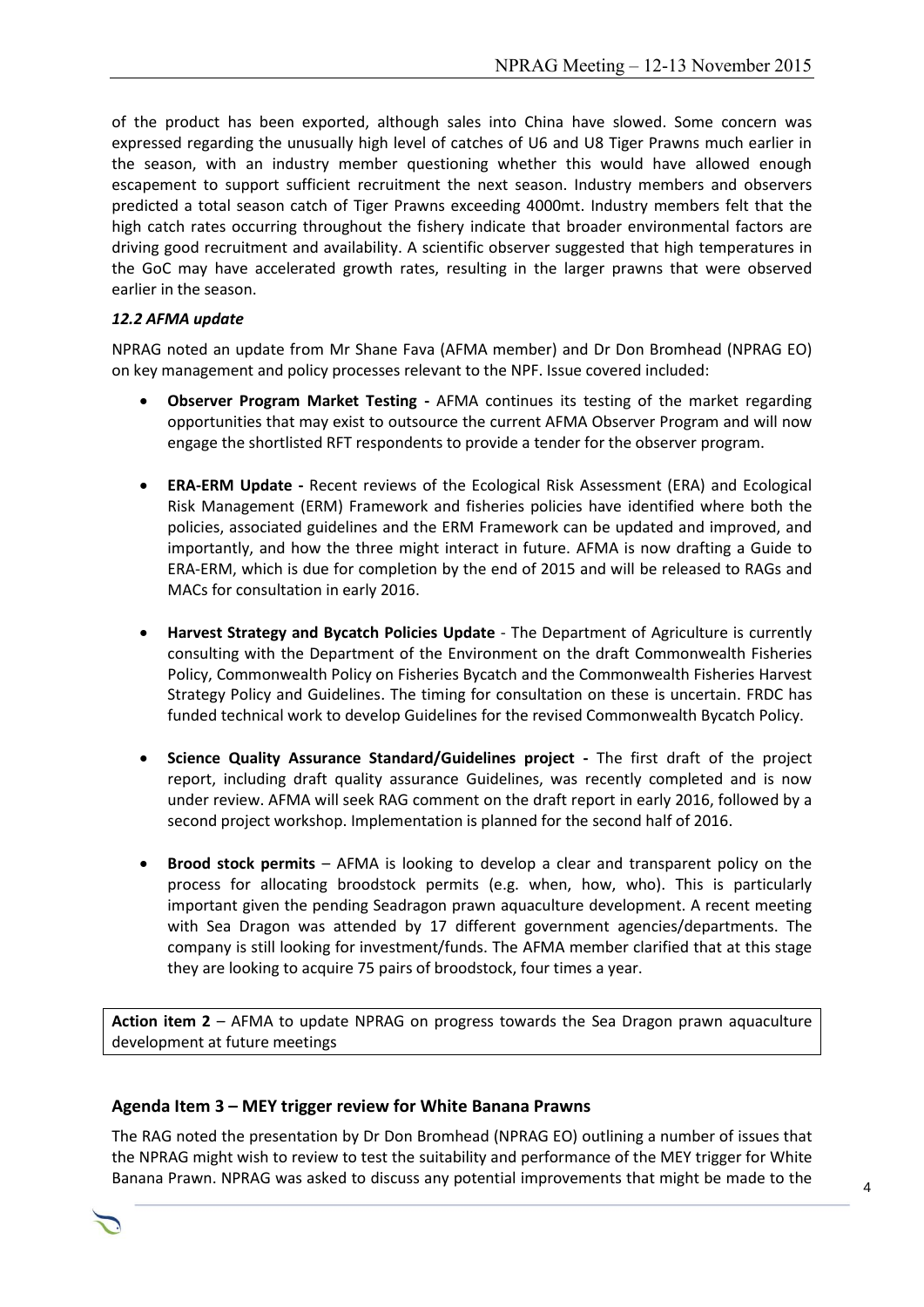of the product has been exported, although sales into China have slowed. Some concern was expressed regarding the unusually high level of catches of U6 and U8 Tiger Prawns much earlier in the season, with an industry member questioning whether this would have allowed enough escapement to support sufficient recruitment the next season. Industry members and observers predicted a total season catch of Tiger Prawns exceeding 4000mt. Industry members felt that the high catch rates occurring throughout the fishery indicate that broader environmental factors are driving good recruitment and availability. A scientific observer suggested that high temperatures in the GoC may have accelerated growth rates, resulting in the larger prawns that were observed earlier in the season.

### *12.2 AFMA update*

NPRAG noted an update from Mr Shane Fava (AFMA member) and Dr Don Bromhead (NPRAG EO) on key management and policy processes relevant to the NPF. Issue covered included:

- **Observer Program Market Testing -** AFMA continues its testing of the market regarding opportunities that may exist to outsource the current AFMA Observer Program and will now engage the shortlisted RFT respondents to provide a tender for the observer program.

- **ERA-ERM Update -** Recent reviews of the Ecological Risk Assessment (ERA) and Ecological Risk Management (ERM) Framework and fisheries policies have identified where both the policies, associated guidelines and the ERM Framework can be updated and improved, and importantly, and how the three might interact in future. AFMA is now drafting a Guide to ERA-ERM, which is due for completion by the end of 2015 and will be released to RAGs and MACs for consultation in early 2016.

- **Harvest Strategy and Bycatch Policies Update** - The Department of Agriculture is currently consulting with the Department of the Environment on the draft Commonwealth Fisheries Policy, Commonwealth Policy on Fisheries Bycatch and the Commonwealth Fisheries Harvest Strategy Policy and Guidelines. The timing for consultation on these is uncertain. FRDC has funded technical work to develop Guidelines for the revised Commonwealth Bycatch Policy.

- **Science Quality Assurance Standard/Guidelines project -** The first draft of the project report, including draft quality assurance Guidelines, was recently completed and is now under review. AFMA will seek RAG comment on the draft report in early 2016, followed by a second project workshop. Implementation is planned for the second half of 2016.

- **Brood stock permits** – AFMA is looking to develop a clear and transparent policy on the process for allocating broodstock permits (e.g. when, how, who). This is particularly important given the pending Seadragon prawn aquaculture development. A recent meeting with Sea Dragon was attended by 17 different government agencies/departments. The company is still looking for investment/funds. The AFMA member clarified that at this stage they are looking to acquire 75 pairs of broodstock, four times a year.

**Action item 2** – AFMA to update NPRAG on progress towards the Sea Dragon prawn aquaculture development at future meetings

## Agenda Item 3 – MEY trigger review for White Banana Prawns

The RAG noted the presentation by Dr Don Bromhead (NPRAG EO) outlining a number of issues that the NPRAG might wish to review to test the suitability and performance of the MEY trigger for White Banana Prawn. NPRAG was asked to discuss any potential improvements that might be made to the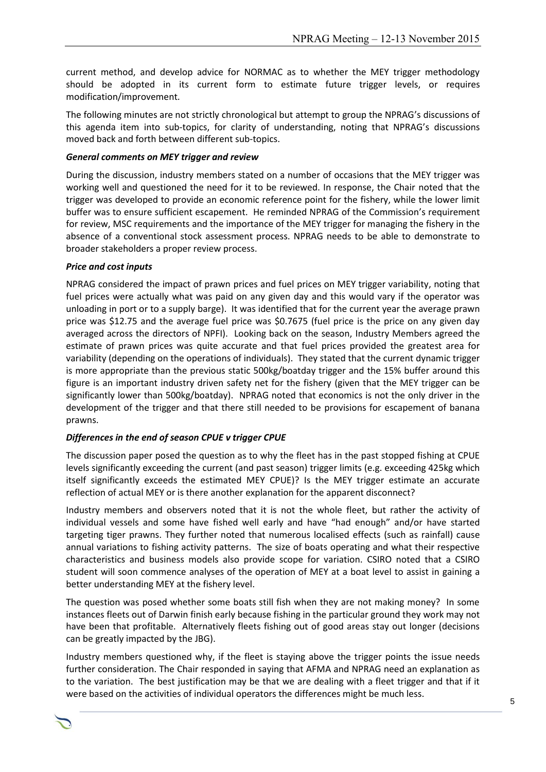current method, and develop advice for NORMAC as to whether the MEY trigger methodology should be adopted in its current form to estimate future trigger levels, or requires modification/improvement.

The following minutes are not strictly chronological but attempt to group the NPRAG's discussions of this agenda item into sub-topics, for clarity of understanding, noting that NPRAG's discussions moved back and forth between different sub-topics.

***General comments on MEY trigger and review***

During the discussion, industry members stated on a number of occasions that the MEY trigger was working well and questioned the need for it to be reviewed. In response, the Chair noted that the trigger was developed to provide an economic reference point for the fishery, while the lower limit buffer was to ensure sufficient escapement. He reminded NPRAG of the Commission's requirement for review, MSC requirements and the importance of the MEY trigger for managing the fishery in the absence of a conventional stock assessment process. NPRAG needs to be able to demonstrate to broader stakeholders a proper review process.

***Price and cost inputs***

NPRAG considered the impact of prawn prices and fuel prices on MEY trigger variability, noting that fuel prices were actually what was paid on any given day and this would vary if the operator was unloading in port or to a supply barge). It was identified that for the current year the average prawn price was $12.75 and the average fuel price was $0.7675 (fuel price is the price on any given day averaged across the directors of NPFI). Looking back on the season, Industry Members agreed the estimate of prawn prices was quite accurate and that fuel prices provided the greatest area for variability (depending on the operations of individuals). They stated that the current dynamic trigger is more appropriate than the previous static 500kg/boatday trigger and the 15% buffer around this figure is an important industry driven safety net for the fishery (given that the MEY trigger can be significantly lower than 500kg/boatday). NPRAG noted that economics is not the only driver in the development of the trigger and that there still needed to be provisions for escapement of banana prawns.

***Differences in the end of season CPUE v trigger CPUE***

The discussion paper posed the question as to why the fleet has in the past stopped fishing at CPUE levels significantly exceeding the current (and past season) trigger limits (e.g. exceeding 425kg which itself significantly exceeds the estimated MEY CPUE)? Is the MEY trigger estimate an accurate reflection of actual MEY or is there another explanation for the apparent disconnect?

Industry members and observers noted that it is not the whole fleet, but rather the activity of individual vessels and some have fished well early and have "had enough" and/or have started targeting tiger prawns. They further noted that numerous localised effects (such as rainfall) cause annual variations to fishing activity patterns. The size of boats operating and what their respective characteristics and business models also provide scope for variation. CSIRO noted that a CSIRO student will soon commence analyses of the operation of MEY at a boat level to assist in gaining a better understanding MEY at the fishery level.

The question was posed whether some boats still fish when they are not making money? In some instances fleets out of Darwin finish early because fishing in the particular ground they work may not have been that profitable. Alternatively fleets fishing out of good areas stay out longer (decisions can be greatly impacted by the JBG).

Industry members questioned why, if the fleet is staying above the trigger points the issue needs further consideration. The Chair responded in saying that AFMA and NPRAG need an explanation as to the variation. The best justification may be that we are dealing with a fleet trigger and that if it were based on the activities of individual operators the differences might be much less.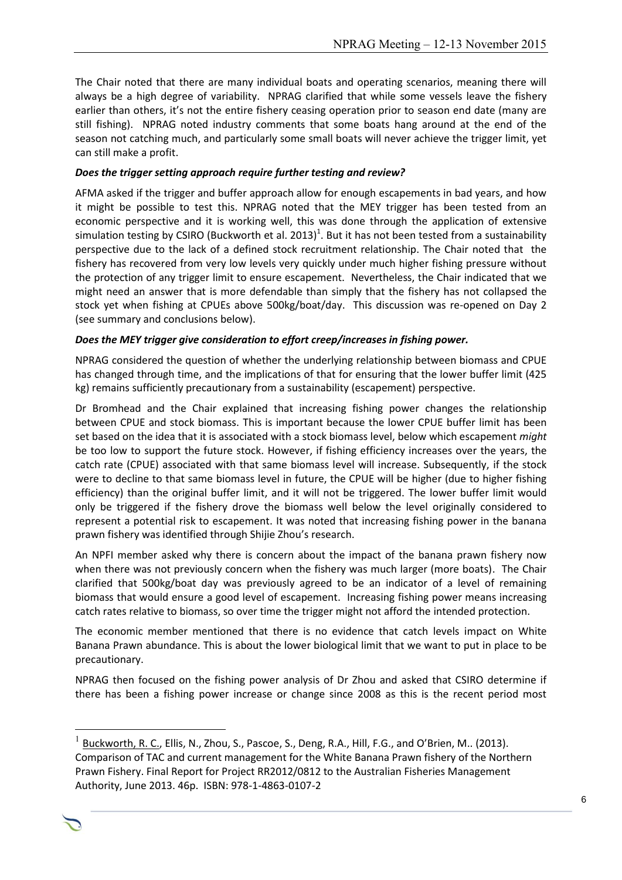The Chair noted that there are many individual boats and operating scenarios, meaning there will always be a high degree of variability. NPRAG clarified that while some vessels leave the fishery earlier than others, it's not the entire fishery ceasing operation prior to season end date (many are still fishing). NPRAG noted industry comments that some boats hang around at the end of the season not catching much, and particularly some small boats will never achieve the trigger limit, yet can still make a profit.

***Does the trigger setting approach require further testing and review?***

AFMA asked if the trigger and buffer approach allow for enough escapements in bad years, and how it might be possible to test this. NPRAG noted that the MEY trigger has been tested from an economic perspective and it is working well, this was done through the application of extensive simulation testing by CSIRO (Buckworth et al. 2013)[1]. But it has not been tested from a sustainability perspective due to the lack of a defined stock recruitment relationship. The Chair noted that the fishery has recovered from very low levels very quickly under much higher fishing pressure without the protection of any trigger limit to ensure escapement. Nevertheless, the Chair indicated that we might need an answer that is more defendable than simply that the fishery has not collapsed the stock yet when fishing at CPUEs above 500kg/boat/day. This discussion was re-opened on Day 2 (see summary and conclusions below).

***Does the MEY trigger give consideration to effort creep/increases in fishing power.***

NPRAG considered the question of whether the underlying relationship between biomass and CPUE has changed through time, and the implications of that for ensuring that the lower buffer limit (425 kg) remains sufficiently precautionary from a sustainability (escapement) perspective.

Dr Bromhead and the Chair explained that increasing fishing power changes the relationship between CPUE and stock biomass. This is important because the lower CPUE buffer limit has been set based on the idea that it is associated with a stock biomass level, below which escapement *might* be too low to support the future stock. However, if fishing efficiency increases over the years, the catch rate (CPUE) associated with that same biomass level will increase. Subsequently, if the stock were to decline to that same biomass level in future, the CPUE will be higher (due to higher fishing efficiency) than the original buffer limit, and it will not be triggered. The lower buffer limit would only be triggered if the fishery drove the biomass well below the level originally considered to represent a potential risk to escapement. It was noted that increasing fishing power in the banana prawn fishery was identified through Shijie Zhou's research.

An NPFI member asked why there is concern about the impact of the banana prawn fishery now when there was not previously concern when the fishery was much larger (more boats). The Chair clarified that 500kg/boat day was previously agreed to be an indicator of a level of remaining biomass that would ensure a good level of escapement. Increasing fishing power means increasing catch rates relative to biomass, so over time the trigger might not afford the intended protection.

The economic member mentioned that there is no evidence that catch levels impact on White Banana Prawn abundance. This is about the lower biological limit that we want to put in place to be precautionary.

NPRAG then focused on the fishing power analysis of Dr Zhou and asked that CSIRO determine if there has been a fishing power increase or change since 2008 as this is the recent period most

---

[1] Buckworth, R. C., Ellis, N., Zhou, S., Pascoe, S., Deng, R.A., Hill, F.G., and O'Brien, M.. (2013). Comparison of TAC and current management for the White Banana Prawn fishery of the Northern Prawn Fishery. Final Report for Project RR2012/0812 to the Australian Fisheries Management Authority, June 2013. 46p. ISBN: 978-1-4863-0107-2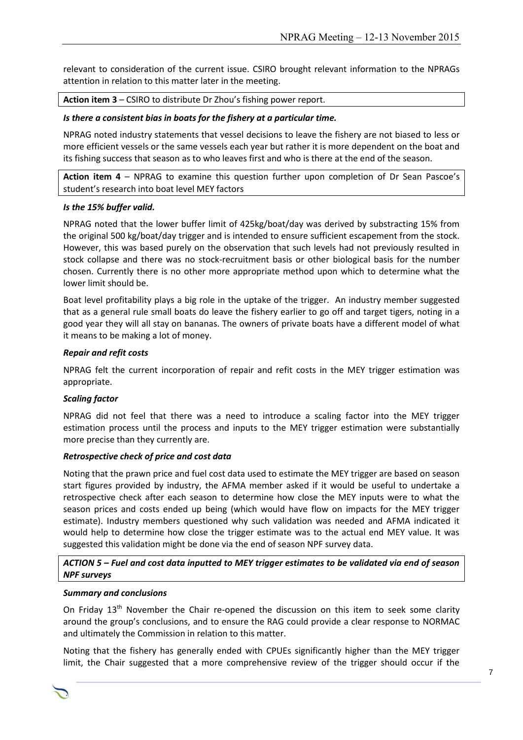relevant to consideration of the current issue. CSIRO brought relevant information to the NPRAGs attention in relation to this matter later in the meeting.

| **Action item 3** – CSIRO to distribute Dr Zhou's fishing power report. |
|---|

***Is there a consistent bias in boats for the fishery at a particular time.***

NPRAG noted industry statements that vessel decisions to leave the fishery are not biased to less or more efficient vessels or the same vessels each year but rather it is more dependent on the boat and its fishing success that season as to who leaves first and who is there at the end of the season.

| **Action item 4** – NPRAG to examine this question further upon completion of Dr Sean Pascoe's student's research into boat level MEY factors |
|---|

***Is the 15% buffer valid.***

NPRAG noted that the lower buffer limit of 425kg/boat/day was derived by substracting 15% from the original 500 kg/boat/day trigger and is intended to ensure sufficient escapement from the stock. However, this was based purely on the observation that such levels had not previously resulted in stock collapse and there was no stock-recruitment basis or other biological basis for the number chosen. Currently there is no other more appropriate method upon which to determine what the lower limit should be.

Boat level profitability plays a big role in the uptake of the trigger. An industry member suggested that as a general rule small boats do leave the fishery earlier to go off and target tigers, noting in a good year they will all stay on bananas. The owners of private boats have a different model of what it means to be making a lot of money.

***Repair and refit costs***

NPRAG felt the current incorporation of repair and refit costs in the MEY trigger estimation was appropriate.

***Scaling factor***

NPRAG did not feel that there was a need to introduce a scaling factor into the MEY trigger estimation process until the process and inputs to the MEY trigger estimation were substantially more precise than they currently are.

***Retrospective check of price and cost data***

Noting that the prawn price and fuel cost data used to estimate the MEY trigger are based on season start figures provided by industry, the AFMA member asked if it would be useful to undertake a retrospective check after each season to determine how close the MEY inputs were to what the season prices and costs ended up being (which would have flow on impacts for the MEY trigger estimate). Industry members questioned why such validation was needed and AFMA indicated it would help to determine how close the trigger estimate was to the actual end MEY value. It was suggested this validation might be done via the end of season NPF survey data.

| ***ACTION 5 – Fuel and cost data inputted to MEY trigger estimates to be validated via end of season NPF surveys*** |
|---|

***Summary and conclusions***

On Friday 13th November the Chair re-opened the discussion on this item to seek some clarity around the group's conclusions, and to ensure the RAG could provide a clear response to NORMAC and ultimately the Commission in relation to this matter.

Noting that the fishery has generally ended with CPUEs significantly higher than the MEY trigger limit, the Chair suggested that a more comprehensive review of the trigger should occur if the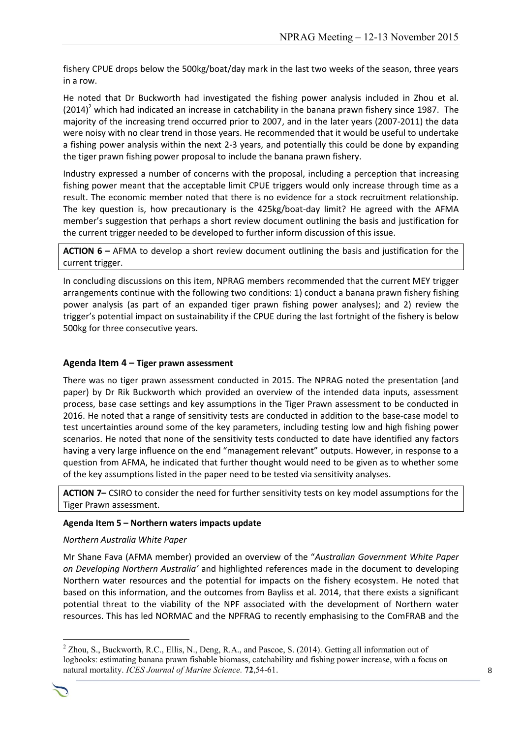fishery CPUE drops below the 500kg/boat/day mark in the last two weeks of the season, three years in a row.

He noted that Dr Buckworth had investigated the fishing power analysis included in Zhou et al. (2014)[2] which had indicated an increase in catchability in the banana prawn fishery since 1987. The majority of the increasing trend occurred prior to 2007, and in the later years (2007-2011) the data were noisy with no clear trend in those years. He recommended that it would be useful to undertake a fishing power analysis within the next 2-3 years, and potentially this could be done by expanding the tiger prawn fishing power proposal to include the banana prawn fishery.

Industry expressed a number of concerns with the proposal, including a perception that increasing fishing power meant that the acceptable limit CPUE triggers would only increase through time as a result. The economic member noted that there is no evidence for a stock recruitment relationship. The key question is, how precautionary is the 425kg/boat-day limit? He agreed with the AFMA member's suggestion that perhaps a short review document outlining the basis and justification for the current trigger needed to be developed to further inform discussion of this issue.

**ACTION 6 –** AFMA to develop a short review document outlining the basis and justification for the current trigger.

In concluding discussions on this item, NPRAG members recommended that the current MEY trigger arrangements continue with the following two conditions: 1) conduct a banana prawn fishery fishing power analysis (as part of an expanded tiger prawn fishing power analyses); and 2) review the trigger's potential impact on sustainability if the CPUE during the last fortnight of the fishery is below 500kg for three consecutive years.

## Agenda Item 4 – Tiger prawn assessment

There was no tiger prawn assessment conducted in 2015. The NPRAG noted the presentation (and paper) by Dr Rik Buckworth which provided an overview of the intended data inputs, assessment process, base case settings and key assumptions in the Tiger Prawn assessment to be conducted in 2016. He noted that a range of sensitivity tests are conducted in addition to the base-case model to test uncertainties around some of the key parameters, including testing low and high fishing power scenarios. He noted that none of the sensitivity tests conducted to date have identified any factors having a very large influence on the end "management relevant" outputs. However, in response to a question from AFMA, he indicated that further thought would need to be given as to whether some of the key assumptions listed in the paper need to be tested via sensitivity analyses.

**ACTION 7–** CSIRO to consider the need for further sensitivity tests on key model assumptions for the Tiger Prawn assessment.

### Agenda Item 5 – Northern waters impacts update

*Northern Australia White Paper*

Mr Shane Fava (AFMA member) provided an overview of the "*Australian Government White Paper on Developing Northern Australia'* and highlighted references made in the document to developing Northern water resources and the potential for impacts on the fishery ecosystem. He noted that based on this information, and the outcomes from Bayliss et al. 2014, that there exists a significant potential threat to the viability of the NPF associated with the development of Northern water resources. This has led NORMAC and the NPFRAG to recently emphasising to the ComFRAB and the

[2] Zhou, S., Buckworth, R.C., Ellis, N., Deng, R.A., and Pascoe, S. (2014). Getting all information out of logbooks: estimating banana prawn fishable biomass, catchability and fishing power increase, with a focus on natural mortality. *ICES Journal of Marine Science.* **72**,54-61.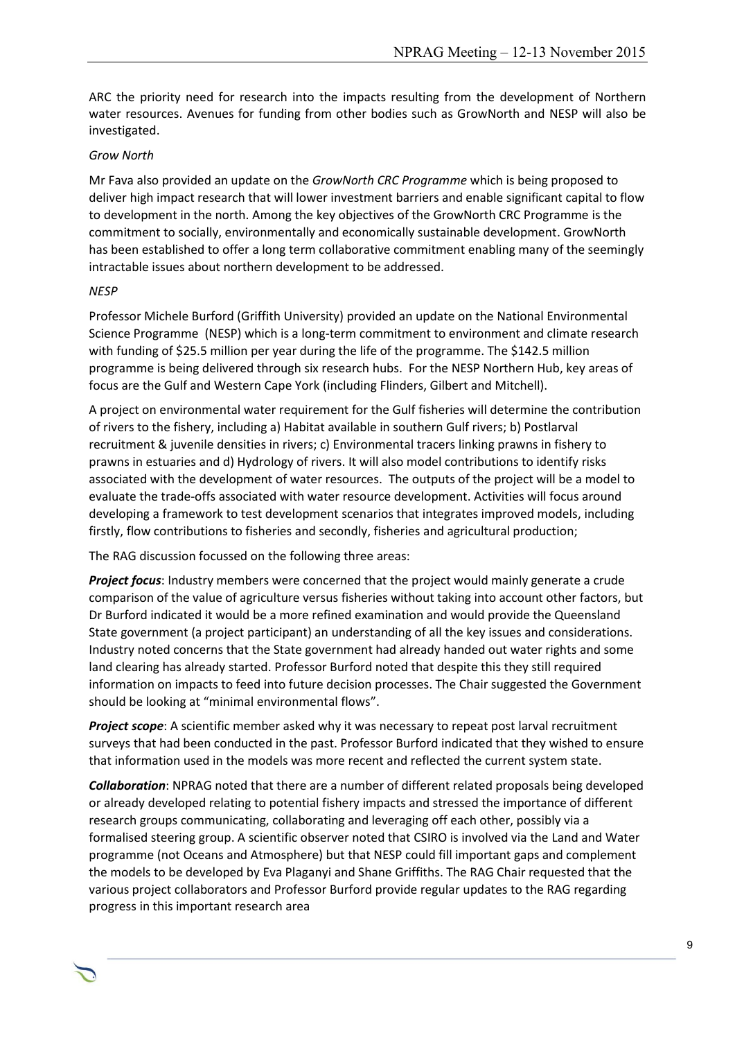ARC the priority need for research into the impacts resulting from the development of Northern water resources. Avenues for funding from other bodies such as GrowNorth and NESP will also be investigated.

*Grow North*

Mr Fava also provided an update on the *GrowNorth CRC Programme* which is being proposed to deliver high impact research that will lower investment barriers and enable significant capital to flow to development in the north. Among the key objectives of the GrowNorth CRC Programme is the commitment to socially, environmentally and economically sustainable development. GrowNorth has been established to offer a long term collaborative commitment enabling many of the seemingly intractable issues about northern development to be addressed.

*NESP*

Professor Michele Burford (Griffith University) provided an update on the National Environmental Science Programme (NESP) which is a long-term commitment to environment and climate research with funding of $25.5 million per year during the life of the programme. The $142.5 million programme is being delivered through six research hubs. For the NESP Northern Hub, key areas of focus are the Gulf and Western Cape York (including Flinders, Gilbert and Mitchell).

A project on environmental water requirement for the Gulf fisheries will determine the contribution of rivers to the fishery, including a) Habitat available in southern Gulf rivers; b) Postlarval recruitment & juvenile densities in rivers; c) Environmental tracers linking prawns in fishery to prawns in estuaries and d) Hydrology of rivers. It will also model contributions to identify risks associated with the development of water resources. The outputs of the project will be a model to evaluate the trade-offs associated with water resource development. Activities will focus around developing a framework to test development scenarios that integrates improved models, including firstly, flow contributions to fisheries and secondly, fisheries and agricultural production;

The RAG discussion focussed on the following three areas:

***Project focus***: Industry members were concerned that the project would mainly generate a crude comparison of the value of agriculture versus fisheries without taking into account other factors, but Dr Burford indicated it would be a more refined examination and would provide the Queensland State government (a project participant) an understanding of all the key issues and considerations. Industry noted concerns that the State government had already handed out water rights and some land clearing has already started. Professor Burford noted that despite this they still required information on impacts to feed into future decision processes. The Chair suggested the Government should be looking at "minimal environmental flows".

***Project scope***: A scientific member asked why it was necessary to repeat post larval recruitment surveys that had been conducted in the past. Professor Burford indicated that they wished to ensure that information used in the models was more recent and reflected the current system state.

***Collaboration***: NPRAG noted that there are a number of different related proposals being developed or already developed relating to potential fishery impacts and stressed the importance of different research groups communicating, collaborating and leveraging off each other, possibly via a formalised steering group. A scientific observer noted that CSIRO is involved via the Land and Water programme (not Oceans and Atmosphere) but that NESP could fill important gaps and complement the models to be developed by Eva Plaganyi and Shane Griffiths. The RAG Chair requested that the various project collaborators and Professor Burford provide regular updates to the RAG regarding progress in this important research area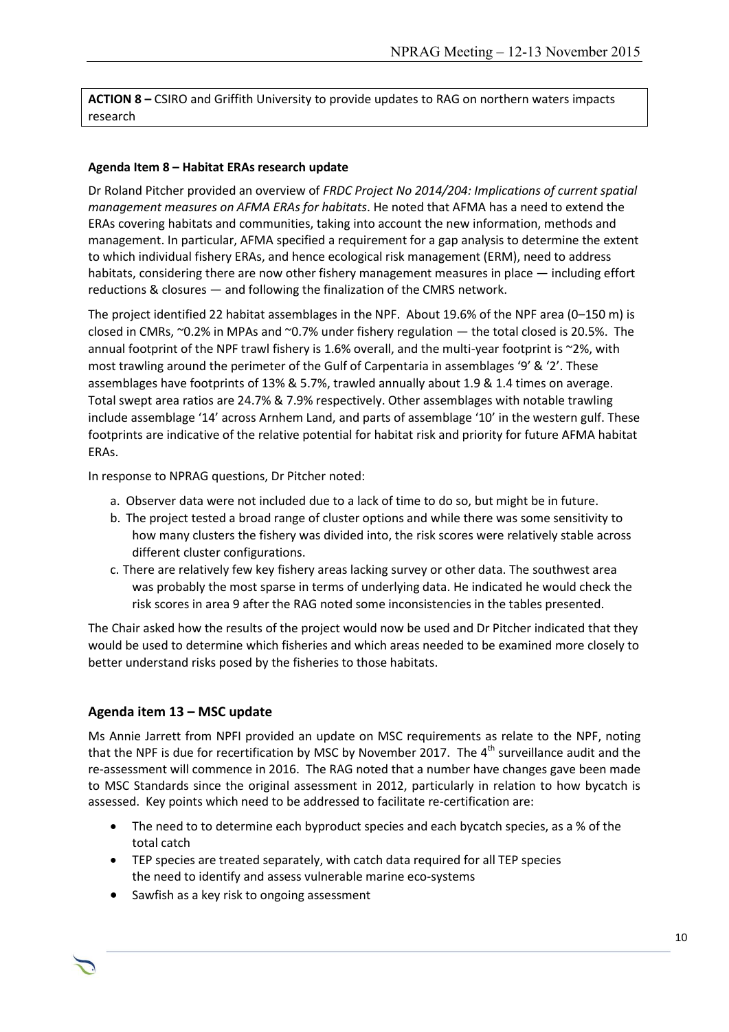**ACTION 8 –** CSIRO and Griffith University to provide updates to RAG on northern waters impacts research

**Agenda Item 8 – Habitat ERAs research update**

Dr Roland Pitcher provided an overview of *FRDC Project No 2014/204: Implications of current spatial management measures on AFMA ERAs for habitats*. He noted that AFMA has a need to extend the ERAs covering habitats and communities, taking into account the new information, methods and management. In particular, AFMA specified a requirement for a gap analysis to determine the extent to which individual fishery ERAs, and hence ecological risk management (ERM), need to address habitats, considering there are now other fishery management measures in place — including effort reductions & closures — and following the finalization of the CMRS network.

The project identified 22 habitat assemblages in the NPF. About 19.6% of the NPF area (0–150 m) is closed in CMRs, ~0.2% in MPAs and ~0.7% under fishery regulation — the total closed is 20.5%. The annual footprint of the NPF trawl fishery is 1.6% overall, and the multi-year footprint is ~2%, with most trawling around the perimeter of the Gulf of Carpentaria in assemblages '9' & '2'. These assemblages have footprints of 13% & 5.7%, trawled annually about 1.9 & 1.4 times on average. Total swept area ratios are 24.7% & 7.9% respectively. Other assemblages with notable trawling include assemblage '14' across Arnhem Land, and parts of assemblage '10' in the western gulf. These footprints are indicative of the relative potential for habitat risk and priority for future AFMA habitat ERAs.

In response to NPRAG questions, Dr Pitcher noted:

a. Observer data were not included due to a lack of time to do so, but might be in future.
b. The project tested a broad range of cluster options and while there was some sensitivity to how many clusters the fishery was divided into, the risk scores were relatively stable across different cluster configurations.
c. There are relatively few key fishery areas lacking survey or other data. The southwest area was probably the most sparse in terms of underlying data. He indicated he would check the risk scores in area 9 after the RAG noted some inconsistencies in the tables presented.

The Chair asked how the results of the project would now be used and Dr Pitcher indicated that they would be used to determine which fisheries and which areas needed to be examined more closely to better understand risks posed by the fisheries to those habitats.

## Agenda item 13 – MSC update

Ms Annie Jarrett from NPFI provided an update on MSC requirements as relate to the NPF, noting that the NPF is due for recertification by MSC by November 2017. The 4th surveillance audit and the re-assessment will commence in 2016. The RAG noted that a number have changes gave been made to MSC Standards since the original assessment in 2012, particularly in relation to how bycatch is assessed. Key points which need to be addressed to facilitate re-certification are:

- The need to to determine each byproduct species and each bycatch species, as a % of the total catch
- TEP species are treated separately, with catch data required for all TEP species
  the need to identify and assess vulnerable marine eco-systems
- Sawfish as a key risk to ongoing assessment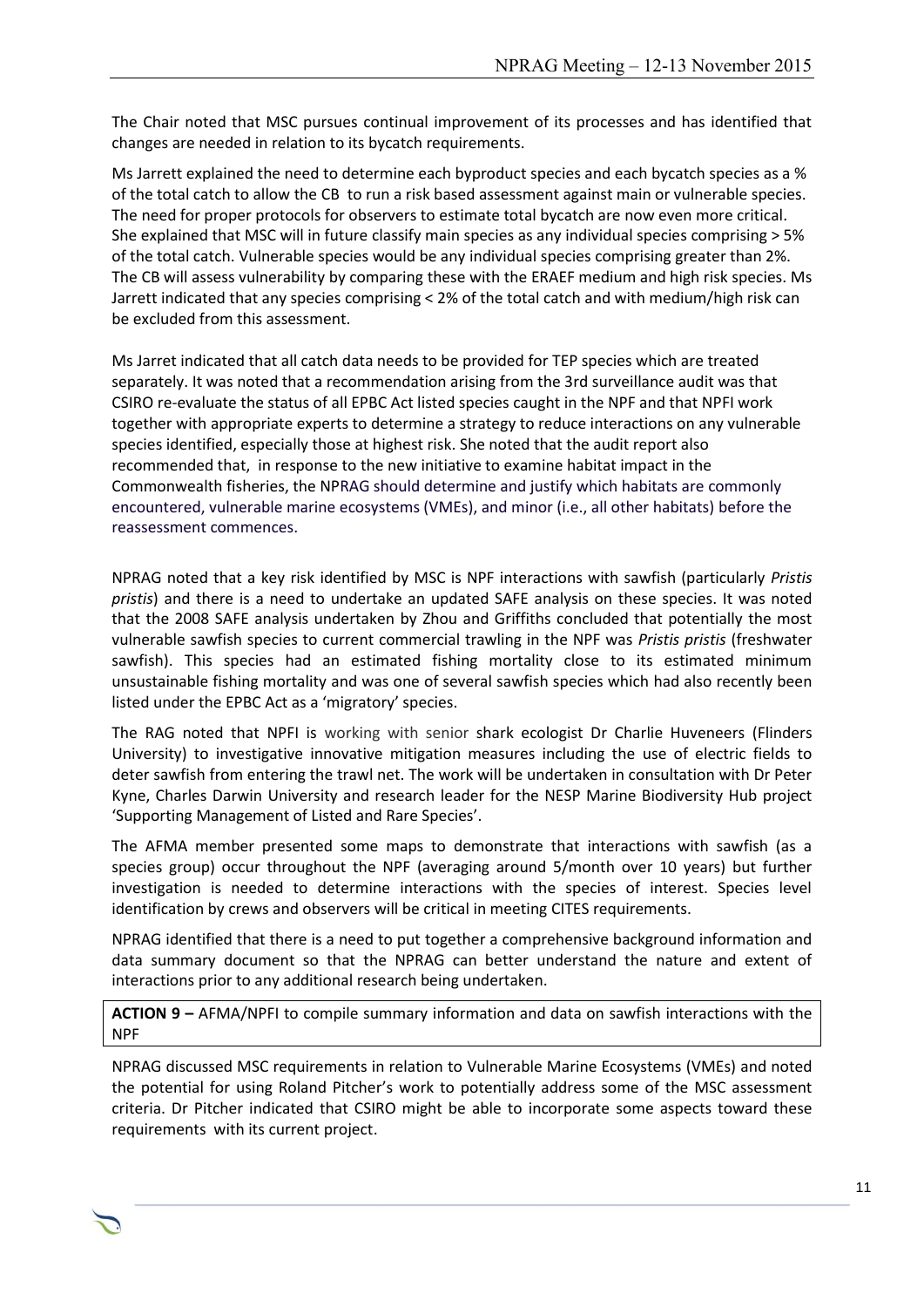The Chair noted that MSC pursues continual improvement of its processes and has identified that changes are needed in relation to its bycatch requirements.

Ms Jarrett explained the need to determine each byproduct species and each bycatch species as a % of the total catch to allow the CB to run a risk based assessment against main or vulnerable species. The need for proper protocols for observers to estimate total bycatch are now even more critical. She explained that MSC will in future classify main species as any individual species comprising > 5% of the total catch. Vulnerable species would be any individual species comprising greater than 2%. The CB will assess vulnerability by comparing these with the ERAEF medium and high risk species. Ms Jarrett indicated that any species comprising < 2% of the total catch and with medium/high risk can be excluded from this assessment.

Ms Jarret indicated that all catch data needs to be provided for TEP species which are treated separately. It was noted that a recommendation arising from the 3rd surveillance audit was that CSIRO re-evaluate the status of all EPBC Act listed species caught in the NPF and that NPFI work together with appropriate experts to determine a strategy to reduce interactions on any vulnerable species identified, especially those at highest risk. She noted that the audit report also recommended that, in response to the new initiative to examine habitat impact in the Commonwealth fisheries, the NPRAG should determine and justify which habitats are commonly encountered, vulnerable marine ecosystems (VMEs), and minor (i.e., all other habitats) before the reassessment commences.

NPRAG noted that a key risk identified by MSC is NPF interactions with sawfish (particularly *Pristis pristis*) and there is a need to undertake an updated SAFE analysis on these species. It was noted that the 2008 SAFE analysis undertaken by Zhou and Griffiths concluded that potentially the most vulnerable sawfish species to current commercial trawling in the NPF was *Pristis pristis* (freshwater sawfish). This species had an estimated fishing mortality close to its estimated minimum unsustainable fishing mortality and was one of several sawfish species which had also recently been listed under the EPBC Act as a 'migratory' species.

The RAG noted that NPFI is working with senior shark ecologist Dr Charlie Huveneers (Flinders University) to investigative innovative mitigation measures including the use of electric fields to deter sawfish from entering the trawl net. The work will be undertaken in consultation with Dr Peter Kyne, Charles Darwin University and research leader for the NESP Marine Biodiversity Hub project 'Supporting Management of Listed and Rare Species'.

The AFMA member presented some maps to demonstrate that interactions with sawfish (as a species group) occur throughout the NPF (averaging around 5/month over 10 years) but further investigation is needed to determine interactions with the species of interest. Species level identification by crews and observers will be critical in meeting CITES requirements.

NPRAG identified that there is a need to put together a comprehensive background information and data summary document so that the NPRAG can better understand the nature and extent of interactions prior to any additional research being undertaken.

**ACTION 9 –** AFMA/NPFI to compile summary information and data on sawfish interactions with the NPF

NPRAG discussed MSC requirements in relation to Vulnerable Marine Ecosystems (VMEs) and noted the potential for using Roland Pitcher's work to potentially address some of the MSC assessment criteria. Dr Pitcher indicated that CSIRO might be able to incorporate some aspects toward these requirements with its current project.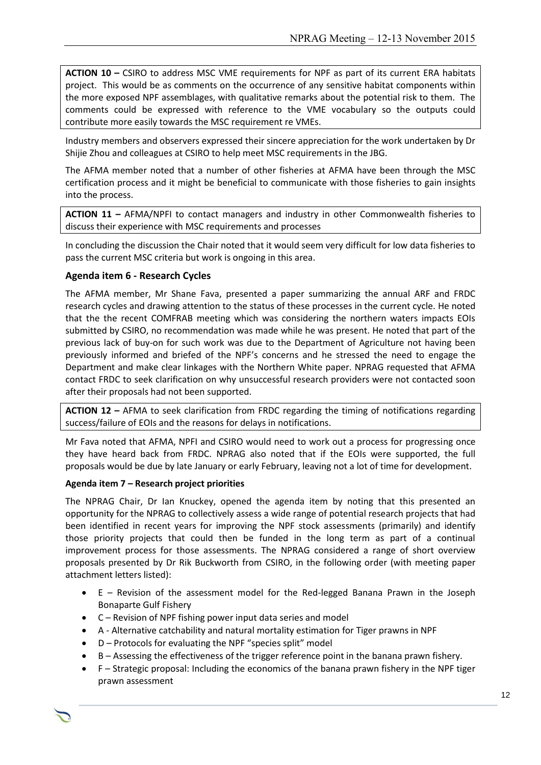**ACTION 10 –** CSIRO to address MSC VME requirements for NPF as part of its current ERA habitats project. This would be as comments on the occurrence of any sensitive habitat components within the more exposed NPF assemblages, with qualitative remarks about the potential risk to them. The comments could be expressed with reference to the VME vocabulary so the outputs could contribute more easily towards the MSC requirement re VMEs.

Industry members and observers expressed their sincere appreciation for the work undertaken by Dr Shijie Zhou and colleagues at CSIRO to help meet MSC requirements in the JBG.

The AFMA member noted that a number of other fisheries at AFMA have been through the MSC certification process and it might be beneficial to communicate with those fisheries to gain insights into the process.

**ACTION 11 –** AFMA/NPFI to contact managers and industry in other Commonwealth fisheries to discuss their experience with MSC requirements and processes

In concluding the discussion the Chair noted that it would seem very difficult for low data fisheries to pass the current MSC criteria but work is ongoing in this area.

## Agenda item 6 - Research Cycles

The AFMA member, Mr Shane Fava, presented a paper summarizing the annual ARF and FRDC research cycles and drawing attention to the status of these processes in the current cycle. He noted that the the recent COMFRAB meeting which was considering the northern waters impacts EOIs submitted by CSIRO, no recommendation was made while he was present. He noted that part of the previous lack of buy-on for such work was due to the Department of Agriculture not having been previously informed and briefed of the NPF's concerns and he stressed the need to engage the Department and make clear linkages with the Northern White paper. NPRAG requested that AFMA contact FRDC to seek clarification on why unsuccessful research providers were not contacted soon after their proposals had not been supported.

**ACTION 12 –** AFMA to seek clarification from FRDC regarding the timing of notifications regarding success/failure of EOIs and the reasons for delays in notifications.

Mr Fava noted that AFMA, NPFI and CSIRO would need to work out a process for progressing once they have heard back from FRDC. NPRAG also noted that if the EOIs were supported, the full proposals would be due by late January or early February, leaving not a lot of time for development.

### Agenda item 7 – Research project priorities

The NPRAG Chair, Dr Ian Knuckey, opened the agenda item by noting that this presented an opportunity for the NPRAG to collectively assess a wide range of potential research projects that had been identified in recent years for improving the NPF stock assessments (primarily) and identify those priority projects that could then be funded in the long term as part of a continual improvement process for those assessments. The NPRAG considered a range of short overview proposals presented by Dr Rik Buckworth from CSIRO, in the following order (with meeting paper attachment letters listed):

- E – Revision of the assessment model for the Red-legged Banana Prawn in the Joseph Bonaparte Gulf Fishery
- C – Revision of NPF fishing power input data series and model
- A - Alternative catchability and natural mortality estimation for Tiger prawns in NPF
- D – Protocols for evaluating the NPF "species split" model
- B – Assessing the effectiveness of the trigger reference point in the banana prawn fishery.
- F – Strategic proposal: Including the economics of the banana prawn fishery in the NPF tiger prawn assessment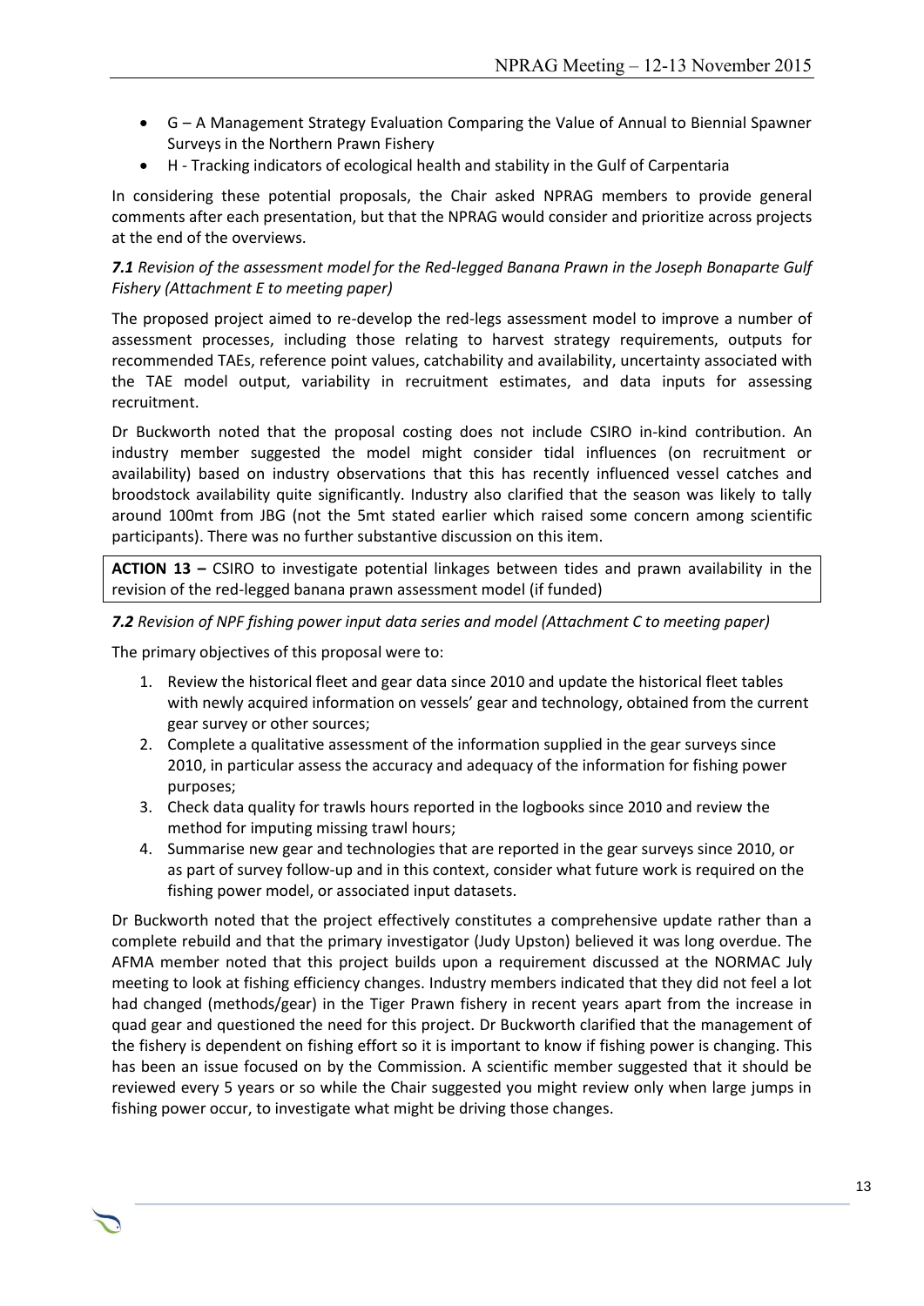- G – A Management Strategy Evaluation Comparing the Value of Annual to Biennial Spawner Surveys in the Northern Prawn Fishery
- H - Tracking indicators of ecological health and stability in the Gulf of Carpentaria

In considering these potential proposals, the Chair asked NPRAG members to provide general comments after each presentation, but that the NPRAG would consider and prioritize across projects at the end of the overviews.

***7.1** Revision of the assessment model for the Red-legged Banana Prawn in the Joseph Bonaparte Gulf Fishery (Attachment E to meeting paper)*

The proposed project aimed to re-develop the red-legs assessment model to improve a number of assessment processes, including those relating to harvest strategy requirements, outputs for recommended TAEs, reference point values, catchability and availability, uncertainty associated with the TAE model output, variability in recruitment estimates, and data inputs for assessing recruitment.

Dr Buckworth noted that the proposal costing does not include CSIRO in-kind contribution. An industry member suggested the model might consider tidal influences (on recruitment or availability) based on industry observations that this has recently influenced vessel catches and broodstock availability quite significantly. Industry also clarified that the season was likely to tally around 100mt from JBG (not the 5mt stated earlier which raised some concern among scientific participants). There was no further substantive discussion on this item.

**ACTION 13 –** CSIRO to investigate potential linkages between tides and prawn availability in the revision of the red-legged banana prawn assessment model (if funded)

***7.2** Revision of NPF fishing power input data series and model (Attachment C to meeting paper)*

The primary objectives of this proposal were to:

1. Review the historical fleet and gear data since 2010 and update the historical fleet tables with newly acquired information on vessels' gear and technology, obtained from the current gear survey or other sources;
2. Complete a qualitative assessment of the information supplied in the gear surveys since 2010, in particular assess the accuracy and adequacy of the information for fishing power purposes;
3. Check data quality for trawls hours reported in the logbooks since 2010 and review the method for imputing missing trawl hours;
4. Summarise new gear and technologies that are reported in the gear surveys since 2010, or as part of survey follow-up and in this context, consider what future work is required on the fishing power model, or associated input datasets.

Dr Buckworth noted that the project effectively constitutes a comprehensive update rather than a complete rebuild and that the primary investigator (Judy Upston) believed it was long overdue. The AFMA member noted that this project builds upon a requirement discussed at the NORMAC July meeting to look at fishing efficiency changes. Industry members indicated that they did not feel a lot had changed (methods/gear) in the Tiger Prawn fishery in recent years apart from the increase in quad gear and questioned the need for this project. Dr Buckworth clarified that the management of the fishery is dependent on fishing effort so it is important to know if fishing power is changing. This has been an issue focused on by the Commission. A scientific member suggested that it should be reviewed every 5 years or so while the Chair suggested you might review only when large jumps in fishing power occur, to investigate what might be driving those changes.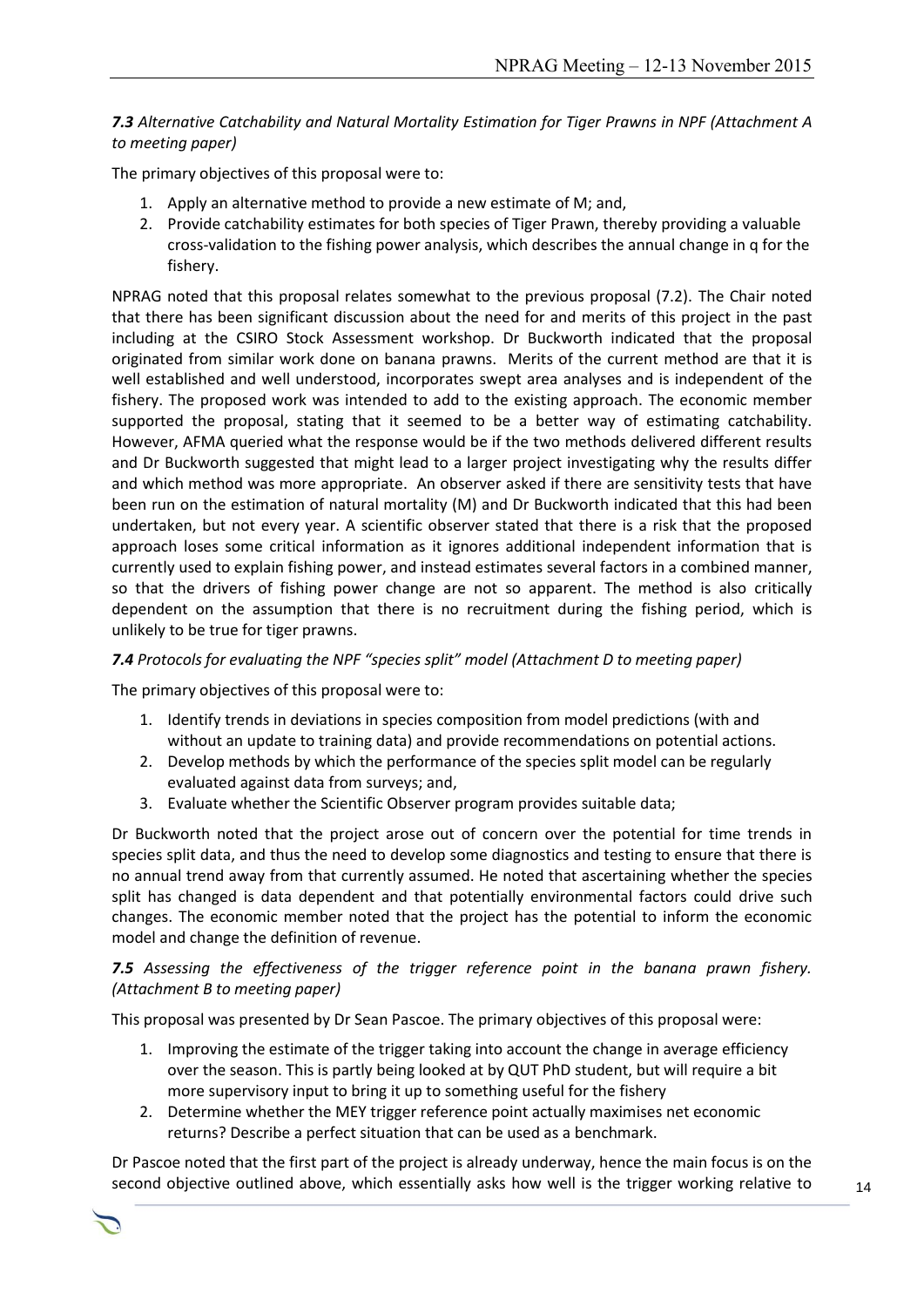***7.3*** *Alternative Catchability and Natural Mortality Estimation for Tiger Prawns in NPF (Attachment A to meeting paper)*

The primary objectives of this proposal were to:

1. Apply an alternative method to provide a new estimate of M; and,
2. Provide catchability estimates for both species of Tiger Prawn, thereby providing a valuable cross-validation to the fishing power analysis, which describes the annual change in q for the fishery.

NPRAG noted that this proposal relates somewhat to the previous proposal (7.2). The Chair noted that there has been significant discussion about the need for and merits of this project in the past including at the CSIRO Stock Assessment workshop. Dr Buckworth indicated that the proposal originated from similar work done on banana prawns. Merits of the current method are that it is well established and well understood, incorporates swept area analyses and is independent of the fishery. The proposed work was intended to add to the existing approach. The economic member supported the proposal, stating that it seemed to be a better way of estimating catchability. However, AFMA queried what the response would be if the two methods delivered different results and Dr Buckworth suggested that might lead to a larger project investigating why the results differ and which method was more appropriate. An observer asked if there are sensitivity tests that have been run on the estimation of natural mortality (M) and Dr Buckworth indicated that this had been undertaken, but not every year. A scientific observer stated that there is a risk that the proposed approach loses some critical information as it ignores additional independent information that is currently used to explain fishing power, and instead estimates several factors in a combined manner, so that the drivers of fishing power change are not so apparent. The method is also critically dependent on the assumption that there is no recruitment during the fishing period, which is unlikely to be true for tiger prawns.

***7.4*** *Protocols for evaluating the NPF "species split" model (Attachment D to meeting paper)*

The primary objectives of this proposal were to:

1. Identify trends in deviations in species composition from model predictions (with and without an update to training data) and provide recommendations on potential actions.
2. Develop methods by which the performance of the species split model can be regularly evaluated against data from surveys; and,
3. Evaluate whether the Scientific Observer program provides suitable data;

Dr Buckworth noted that the project arose out of concern over the potential for time trends in species split data, and thus the need to develop some diagnostics and testing to ensure that there is no annual trend away from that currently assumed. He noted that ascertaining whether the species split has changed is data dependent and that potentially environmental factors could drive such changes. The economic member noted that the project has the potential to inform the economic model and change the definition of revenue.

***7.5*** *Assessing the effectiveness of the trigger reference point in the banana prawn fishery. (Attachment B to meeting paper)*

This proposal was presented by Dr Sean Pascoe. The primary objectives of this proposal were:

1. Improving the estimate of the trigger taking into account the change in average efficiency over the season. This is partly being looked at by QUT PhD student, but will require a bit more supervisory input to bring it up to something useful for the fishery
2. Determine whether the MEY trigger reference point actually maximises net economic returns? Describe a perfect situation that can be used as a benchmark.

Dr Pascoe noted that the first part of the project is already underway, hence the main focus is on the second objective outlined above, which essentially asks how well is the trigger working relative to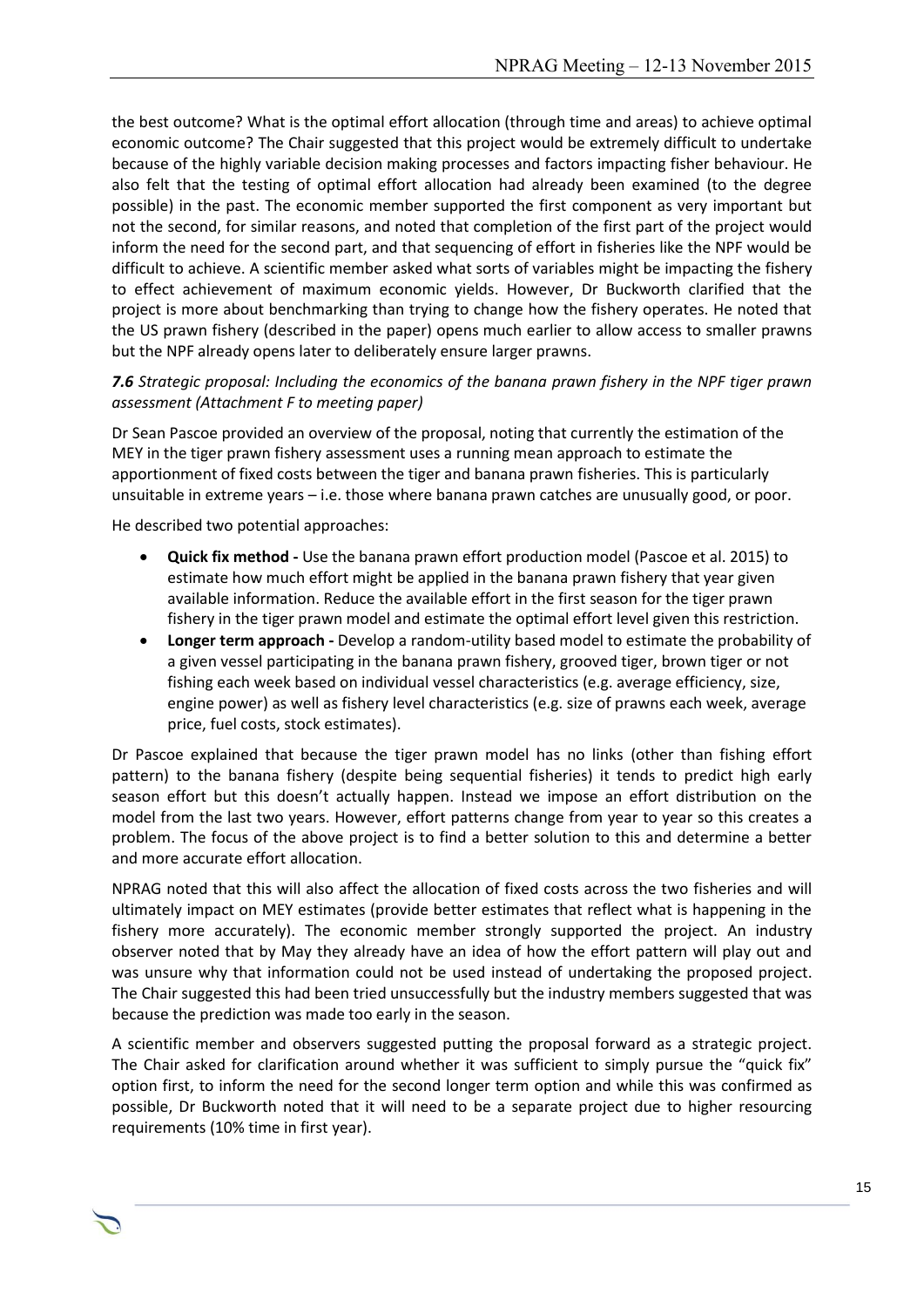the best outcome? What is the optimal effort allocation (through time and areas) to achieve optimal economic outcome? The Chair suggested that this project would be extremely difficult to undertake because of the highly variable decision making processes and factors impacting fisher behaviour. He also felt that the testing of optimal effort allocation had already been examined (to the degree possible) in the past. The economic member supported the first component as very important but not the second, for similar reasons, and noted that completion of the first part of the project would inform the need for the second part, and that sequencing of effort in fisheries like the NPF would be difficult to achieve. A scientific member asked what sorts of variables might be impacting the fishery to effect achievement of maximum economic yields. However, Dr Buckworth clarified that the project is more about benchmarking than trying to change how the fishery operates. He noted that the US prawn fishery (described in the paper) opens much earlier to allow access to smaller prawns but the NPF already opens later to deliberately ensure larger prawns.

***7.6** Strategic proposal: Including the economics of the banana prawn fishery in the NPF tiger prawn assessment (Attachment F to meeting paper)*

Dr Sean Pascoe provided an overview of the proposal, noting that currently the estimation of the MEY in the tiger prawn fishery assessment uses a running mean approach to estimate the apportionment of fixed costs between the tiger and banana prawn fisheries. This is particularly unsuitable in extreme years – i.e. those where banana prawn catches are unusually good, or poor.

He described two potential approaches:

- **Quick fix method -** Use the banana prawn effort production model (Pascoe et al. 2015) to estimate how much effort might be applied in the banana prawn fishery that year given available information. Reduce the available effort in the first season for the tiger prawn fishery in the tiger prawn model and estimate the optimal effort level given this restriction.
- **Longer term approach -** Develop a random-utility based model to estimate the probability of a given vessel participating in the banana prawn fishery, grooved tiger, brown tiger or not fishing each week based on individual vessel characteristics (e.g. average efficiency, size, engine power) as well as fishery level characteristics (e.g. size of prawns each week, average price, fuel costs, stock estimates).

Dr Pascoe explained that because the tiger prawn model has no links (other than fishing effort pattern) to the banana fishery (despite being sequential fisheries) it tends to predict high early season effort but this doesn't actually happen. Instead we impose an effort distribution on the model from the last two years. However, effort patterns change from year to year so this creates a problem. The focus of the above project is to find a better solution to this and determine a better and more accurate effort allocation.

NPRAG noted that this will also affect the allocation of fixed costs across the two fisheries and will ultimately impact on MEY estimates (provide better estimates that reflect what is happening in the fishery more accurately). The economic member strongly supported the project. An industry observer noted that by May they already have an idea of how the effort pattern will play out and was unsure why that information could not be used instead of undertaking the proposed project. The Chair suggested this had been tried unsuccessfully but the industry members suggested that was because the prediction was made too early in the season.

A scientific member and observers suggested putting the proposal forward as a strategic project. The Chair asked for clarification around whether it was sufficient to simply pursue the "quick fix" option first, to inform the need for the second longer term option and while this was confirmed as possible, Dr Buckworth noted that it will need to be a separate project due to higher resourcing requirements (10% time in first year).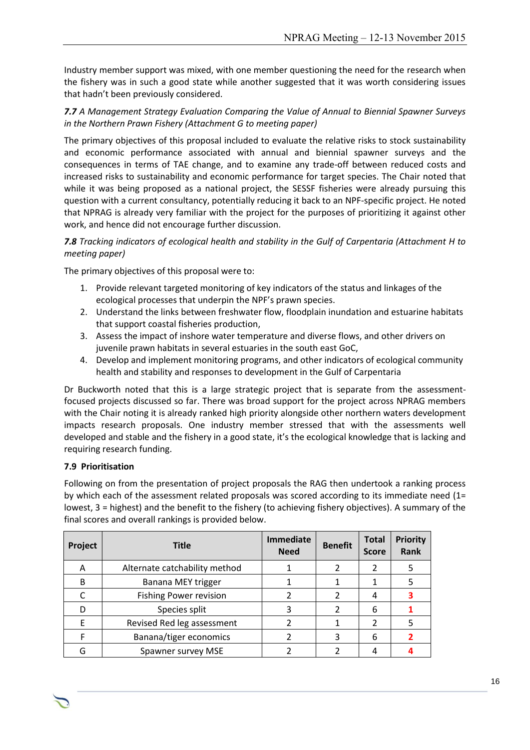Industry member support was mixed, with one member questioning the need for the research when the fishery was in such a good state while another suggested that it was worth considering issues that hadn't been previously considered.

***7.7*** *A Management Strategy Evaluation Comparing the Value of Annual to Biennial Spawner Surveys in the Northern Prawn Fishery (Attachment G to meeting paper)*

The primary objectives of this proposal included to evaluate the relative risks to stock sustainability and economic performance associated with annual and biennial spawner surveys and the consequences in terms of TAE change, and to examine any trade-off between reduced costs and increased risks to sustainability and economic performance for target species. The Chair noted that while it was being proposed as a national project, the SESSF fisheries were already pursuing this question with a current consultancy, potentially reducing it back to an NPF-specific project. He noted that NPRAG is already very familiar with the project for the purposes of prioritizing it against other work, and hence did not encourage further discussion.

***7.8*** *Tracking indicators of ecological health and stability in the Gulf of Carpentaria (Attachment H to meeting paper)*

The primary objectives of this proposal were to:

1. Provide relevant targeted monitoring of key indicators of the status and linkages of the ecological processes that underpin the NPF's prawn species.
2. Understand the links between freshwater flow, floodplain inundation and estuarine habitats that support coastal fisheries production,
3. Assess the impact of inshore water temperature and diverse flows, and other drivers on juvenile prawn habitats in several estuaries in the south east GoC,
4. Develop and implement monitoring programs, and other indicators of ecological community health and stability and responses to development in the Gulf of Carpentaria

Dr Buckworth noted that this is a large strategic project that is separate from the assessment-focused projects discussed so far. There was broad support for the project across NPRAG members with the Chair noting it is already ranked high priority alongside other northern waters development impacts research proposals. One industry member stressed that with the assessments well developed and stable and the fishery in a good state, it's the ecological knowledge that is lacking and requiring research funding.

**7.9 Prioritisation**

Following on from the presentation of project proposals the RAG then undertook a ranking process by which each of the assessment related proposals was scored according to its immediate need (1= lowest, 3 = highest) and the benefit to the fishery (to achieving fishery objectives). A summary of the final scores and overall rankings is provided below.

| Project | Title | Immediate Need | Benefit | Total Score | Priority Rank |
|---|---|---|---|---|---|
| A | Alternate catchability method | 1 | 2 | 2 | 5 |
| B | Banana MEY trigger | 1 | 1 | 1 | 5 |
| C | Fishing Power revision | 2 | 2 | 4 | 3 |
| D | Species split | 3 | 2 | 6 | 1 |
| E | Revised Red leg assessment | 2 | 1 | 2 | 5 |
| F | Banana/tiger economics | 2 | 3 | 6 | 2 |
| G | Spawner survey MSE | 2 | 2 | 4 | 4 |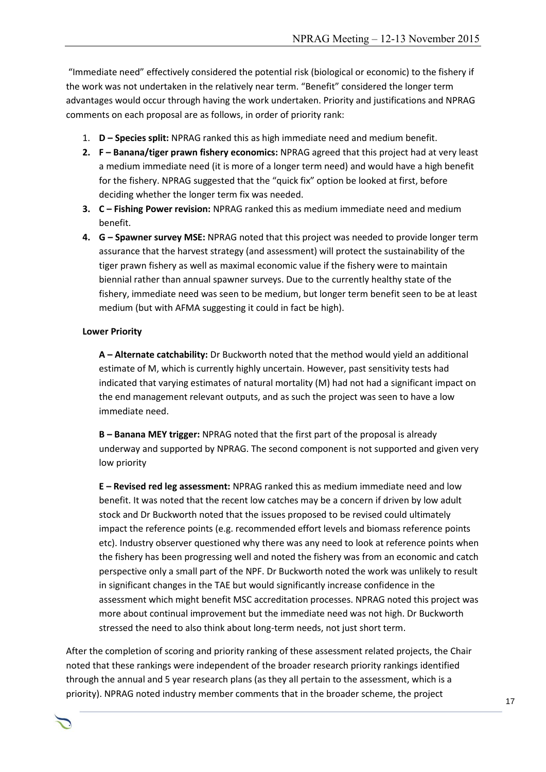"Immediate need" effectively considered the potential risk (biological or economic) to the fishery if the work was not undertaken in the relatively near term. "Benefit" considered the longer term advantages would occur through having the work undertaken. Priority and justifications and NPRAG comments on each proposal are as follows, in order of priority rank:

1. **D – Species split:** NPRAG ranked this as high immediate need and medium benefit.
2. **F – Banana/tiger prawn fishery economics:** NPRAG agreed that this project had at very least a medium immediate need (it is more of a longer term need) and would have a high benefit for the fishery. NPRAG suggested that the "quick fix" option be looked at first, before deciding whether the longer term fix was needed.
3. **C – Fishing Power revision:** NPRAG ranked this as medium immediate need and medium benefit.
4. **G – Spawner survey MSE:** NPRAG noted that this project was needed to provide longer term assurance that the harvest strategy (and assessment) will protect the sustainability of the tiger prawn fishery as well as maximal economic value if the fishery were to maintain biennial rather than annual spawner surveys. Due to the currently healthy state of the fishery, immediate need was seen to be medium, but longer term benefit seen to be at least medium (but with AFMA suggesting it could in fact be high).

**Lower Priority**

**A – Alternate catchability:** Dr Buckworth noted that the method would yield an additional estimate of M, which is currently highly uncertain. However, past sensitivity tests had indicated that varying estimates of natural mortality (M) had not had a significant impact on the end management relevant outputs, and as such the project was seen to have a low immediate need.

**B – Banana MEY trigger:** NPRAG noted that the first part of the proposal is already underway and supported by NPRAG. The second component is not supported and given very low priority

**E – Revised red leg assessment:** NPRAG ranked this as medium immediate need and low benefit. It was noted that the recent low catches may be a concern if driven by low adult stock and Dr Buckworth noted that the issues proposed to be revised could ultimately impact the reference points (e.g. recommended effort levels and biomass reference points etc). Industry observer questioned why there was any need to look at reference points when the fishery has been progressing well and noted the fishery was from an economic and catch perspective only a small part of the NPF. Dr Buckworth noted the work was unlikely to result in significant changes in the TAE but would significantly increase confidence in the assessment which might benefit MSC accreditation processes. NPRAG noted this project was more about continual improvement but the immediate need was not high. Dr Buckworth stressed the need to also think about long-term needs, not just short term.

After the completion of scoring and priority ranking of these assessment related projects, the Chair noted that these rankings were independent of the broader research priority rankings identified through the annual and 5 year research plans (as they all pertain to the assessment, which is a priority). NPRAG noted industry member comments that in the broader scheme, the project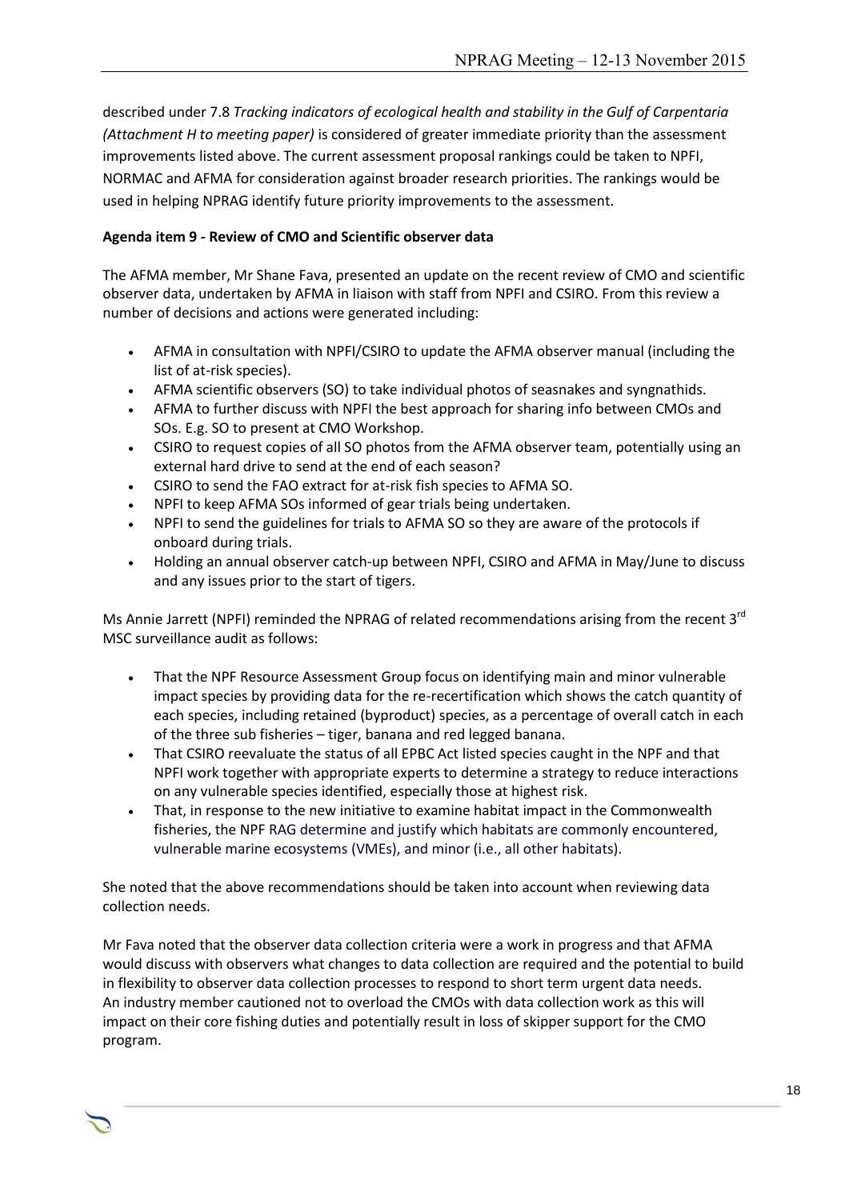described under 7.8 *Tracking indicators of ecological health and stability in the Gulf of Carpentaria (Attachment H to meeting paper)* is considered of greater immediate priority than the assessment improvements listed above. The current assessment proposal rankings could be taken to NPFI, NORMAC and AFMA for consideration against broader research priorities. The rankings would be used in helping NPRAG identify future priority improvements to the assessment.

**Agenda item 9 - Review of CMO and Scientific observer data**

The AFMA member, Mr Shane Fava, presented an update on the recent review of CMO and scientific observer data, undertaken by AFMA in liaison with staff from NPFI and CSIRO. From this review a number of decisions and actions were generated including:

- AFMA in consultation with NPFI/CSIRO to update the AFMA observer manual (including the list of at-risk species).
- AFMA scientific observers (SO) to take individual photos of seasnakes and syngnathids.
- AFMA to further discuss with NPFI the best approach for sharing info between CMOs and SOs. E.g. SO to present at CMO Workshop.
- CSIRO to request copies of all SO photos from the AFMA observer team, potentially using an external hard drive to send at the end of each season?
- CSIRO to send the FAO extract for at-risk fish species to AFMA SO.
- NPFI to keep AFMA SOs informed of gear trials being undertaken.
- NPFI to send the guidelines for trials to AFMA SO so they are aware of the protocols if onboard during trials.
- Holding an annual observer catch-up between NPFI, CSIRO and AFMA in May/June to discuss and any issues prior to the start of tigers.

Ms Annie Jarrett (NPFI) reminded the NPRAG of related recommendations arising from the recent 3rd MSC surveillance audit as follows:

- That the NPF Resource Assessment Group focus on identifying main and minor vulnerable impact species by providing data for the re-recertification which shows the catch quantity of each species, including retained (byproduct) species, as a percentage of overall catch in each of the three sub fisheries – tiger, banana and red legged banana.
- That CSIRO reevaluate the status of all EPBC Act listed species caught in the NPF and that NPFI work together with appropriate experts to determine a strategy to reduce interactions on any vulnerable species identified, especially those at highest risk.
- That, in response to the new initiative to examine habitat impact in the Commonwealth fisheries, the NPF RAG determine and justify which habitats are commonly encountered, vulnerable marine ecosystems (VMEs), and minor (i.e., all other habitats).

She noted that the above recommendations should be taken into account when reviewing data collection needs.

Mr Fava noted that the observer data collection criteria were a work in progress and that AFMA would discuss with observers what changes to data collection are required and the potential to build in flexibility to observer data collection processes to respond to short term urgent data needs. An industry member cautioned not to overload the CMOs with data collection work as this will impact on their core fishing duties and potentially result in loss of skipper support for the CMO program.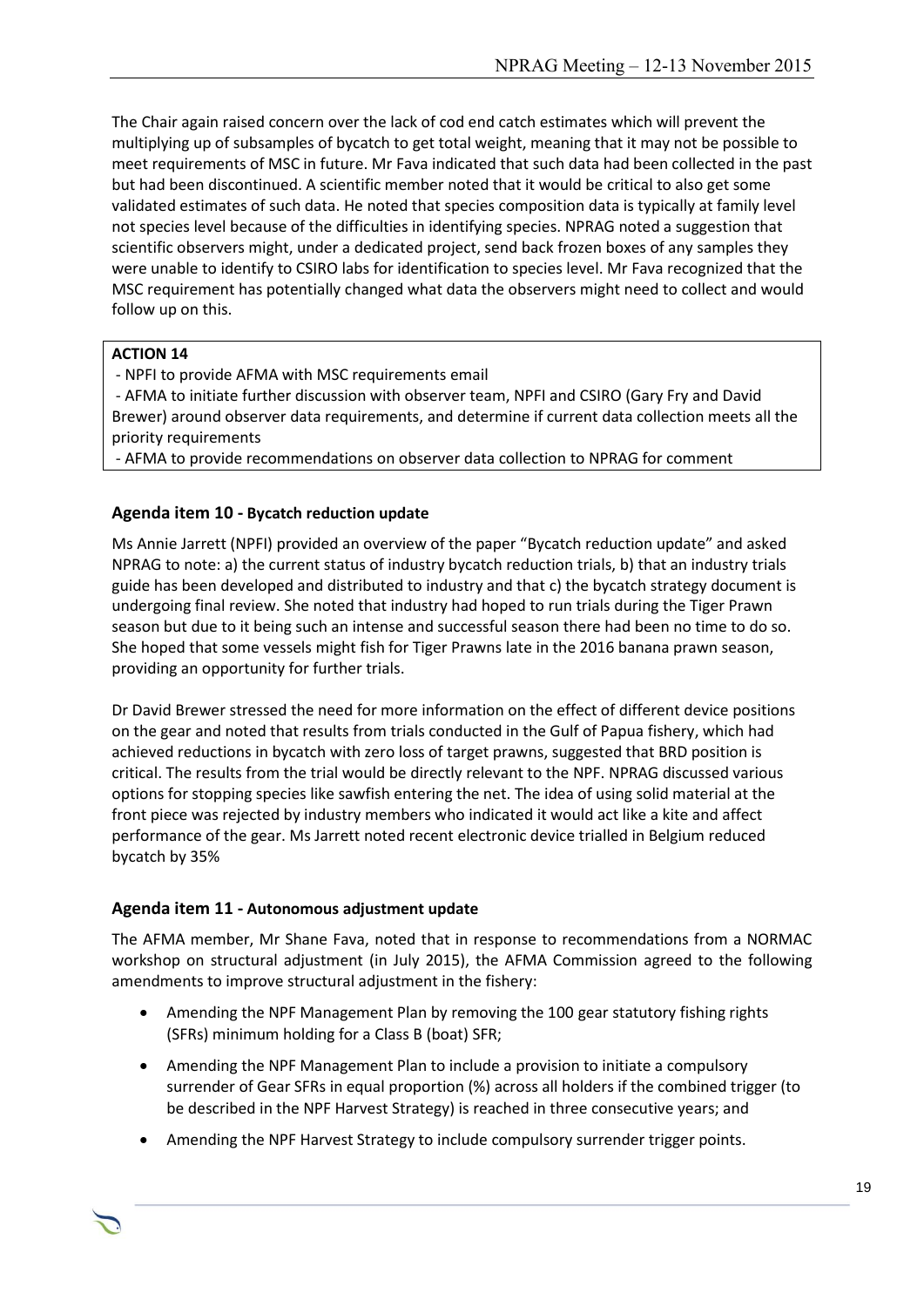The Chair again raised concern over the lack of cod end catch estimates which will prevent the multiplying up of subsamples of bycatch to get total weight, meaning that it may not be possible to meet requirements of MSC in future. Mr Fava indicated that such data had been collected in the past but had been discontinued. A scientific member noted that it would be critical to also get some validated estimates of such data. He noted that species composition data is typically at family level not species level because of the difficulties in identifying species. NPRAG noted a suggestion that scientific observers might, under a dedicated project, send back frozen boxes of any samples they were unable to identify to CSIRO labs for identification to species level. Mr Fava recognized that the MSC requirement has potentially changed what data the observers might need to collect and would follow up on this.

> **ACTION 14**
>
> - NPFI to provide AFMA with MSC requirements email
> - AFMA to initiate further discussion with observer team, NPFI and CSIRO (Gary Fry and David Brewer) around observer data requirements, and determine if current data collection meets all the priority requirements
> - AFMA to provide recommendations on observer data collection to NPRAG for comment

### Agenda item 10 - Bycatch reduction update

Ms Annie Jarrett (NPFI) provided an overview of the paper "Bycatch reduction update" and asked NPRAG to note: a) the current status of industry bycatch reduction trials, b) that an industry trials guide has been developed and distributed to industry and that c) the bycatch strategy document is undergoing final review. She noted that industry had hoped to run trials during the Tiger Prawn season but due to it being such an intense and successful season there had been no time to do so. She hoped that some vessels might fish for Tiger Prawns late in the 2016 banana prawn season, providing an opportunity for further trials.

Dr David Brewer stressed the need for more information on the effect of different device positions on the gear and noted that results from trials conducted in the Gulf of Papua fishery, which had achieved reductions in bycatch with zero loss of target prawns, suggested that BRD position is critical. The results from the trial would be directly relevant to the NPF. NPRAG discussed various options for stopping species like sawfish entering the net. The idea of using solid material at the front piece was rejected by industry members who indicated it would act like a kite and affect performance of the gear. Ms Jarrett noted recent electronic device trialled in Belgium reduced bycatch by 35%

### Agenda item 11 - Autonomous adjustment update

The AFMA member, Mr Shane Fava, noted that in response to recommendations from a NORMAC workshop on structural adjustment (in July 2015), the AFMA Commission agreed to the following amendments to improve structural adjustment in the fishery:

- Amending the NPF Management Plan by removing the 100 gear statutory fishing rights (SFRs) minimum holding for a Class B (boat) SFR;
- Amending the NPF Management Plan to include a provision to initiate a compulsory surrender of Gear SFRs in equal proportion (%) across all holders if the combined trigger (to be described in the NPF Harvest Strategy) is reached in three consecutive years; and
- Amending the NPF Harvest Strategy to include compulsory surrender trigger points.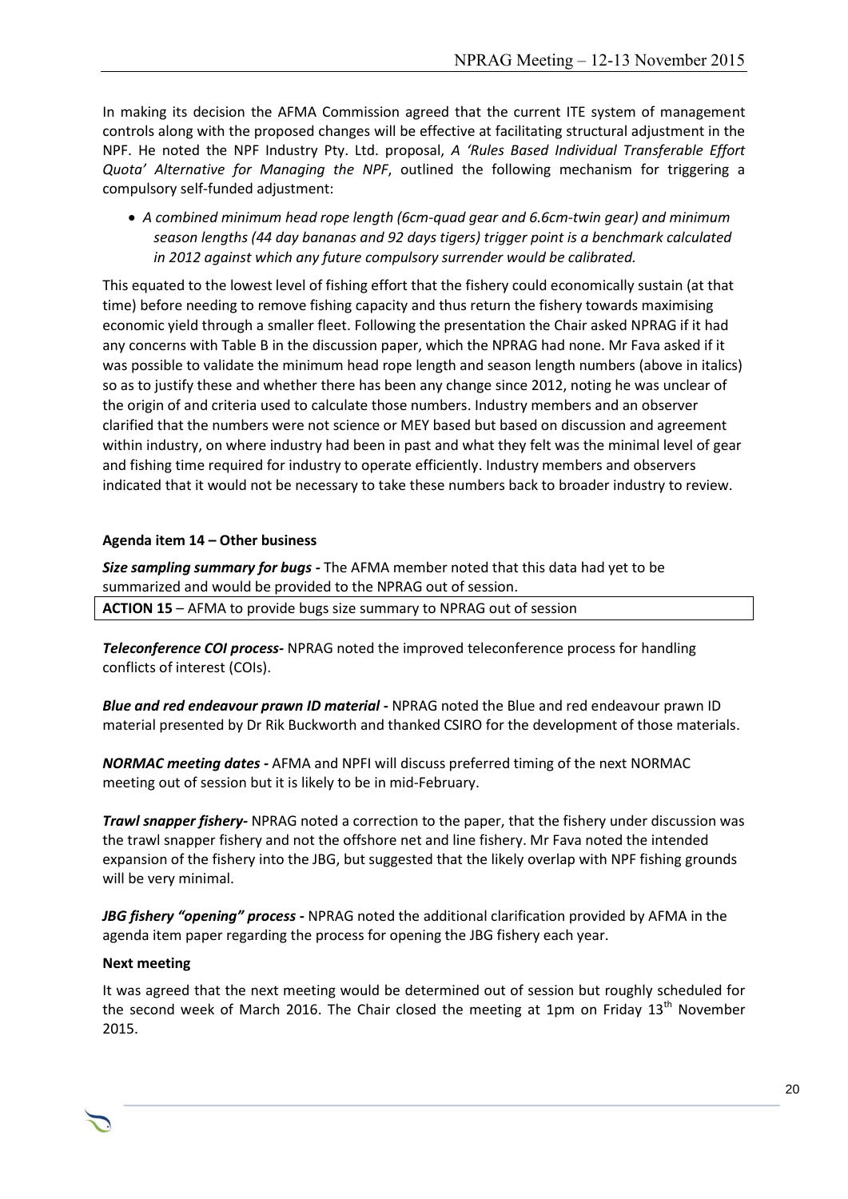In making its decision the AFMA Commission agreed that the current ITE system of management controls along with the proposed changes will be effective at facilitating structural adjustment in the NPF. He noted the NPF Industry Pty. Ltd. proposal, *A 'Rules Based Individual Transferable Effort Quota' Alternative for Managing the NPF*, outlined the following mechanism for triggering a compulsory self-funded adjustment:

- *A combined minimum head rope length (6cm-quad gear and 6.6cm-twin gear) and minimum season lengths (44 day bananas and 92 days tigers) trigger point is a benchmark calculated in 2012 against which any future compulsory surrender would be calibrated.*

This equated to the lowest level of fishing effort that the fishery could economically sustain (at that time) before needing to remove fishing capacity and thus return the fishery towards maximising economic yield through a smaller fleet. Following the presentation the Chair asked NPRAG if it had any concerns with Table B in the discussion paper, which the NPRAG had none. Mr Fava asked if it was possible to validate the minimum head rope length and season length numbers (above in italics) so as to justify these and whether there has been any change since 2012, noting he was unclear of the origin of and criteria used to calculate those numbers. Industry members and an observer clarified that the numbers were not science or MEY based but based on discussion and agreement within industry, on where industry had been in past and what they felt was the minimal level of gear and fishing time required for industry to operate efficiently. Industry members and observers indicated that it would not be necessary to take these numbers back to broader industry to review.

**Agenda item 14 – Other business**

***Size sampling summary for bugs -*** The AFMA member noted that this data had yet to be summarized and would be provided to the NPRAG out of session.

| **ACTION 15** – AFMA to provide bugs size summary to NPRAG out of session |
|---|

***Teleconference COI process-*** NPRAG noted the improved teleconference process for handling conflicts of interest (COIs).

***Blue and red endeavour prawn ID material -*** NPRAG noted the Blue and red endeavour prawn ID material presented by Dr Rik Buckworth and thanked CSIRO for the development of those materials.

***NORMAC meeting dates -*** AFMA and NPFI will discuss preferred timing of the next NORMAC meeting out of session but it is likely to be in mid-February.

***Trawl snapper fishery-*** NPRAG noted a correction to the paper, that the fishery under discussion was the trawl snapper fishery and not the offshore net and line fishery. Mr Fava noted the intended expansion of the fishery into the JBG, but suggested that the likely overlap with NPF fishing grounds will be very minimal.

***JBG fishery "opening" process -*** NPRAG noted the additional clarification provided by AFMA in the agenda item paper regarding the process for opening the JBG fishery each year.

**Next meeting**

It was agreed that the next meeting would be determined out of session but roughly scheduled for the second week of March 2016. The Chair closed the meeting at 1pm on Friday 13th November 2015.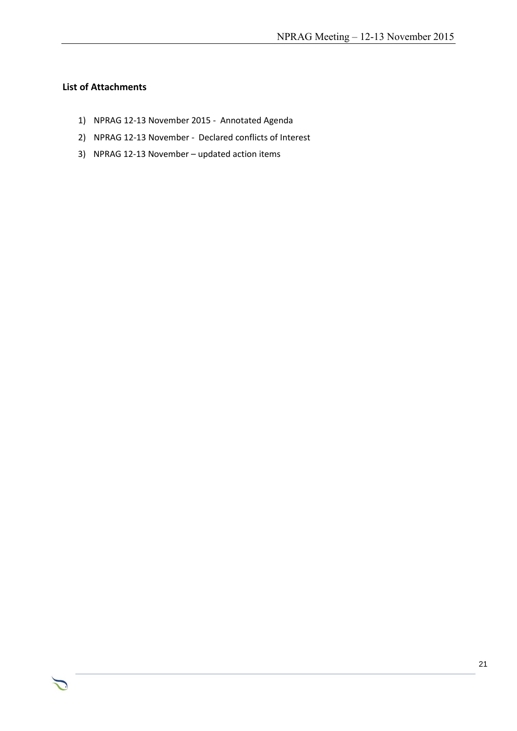**List of Attachments**

1) NPRAG 12-13 November 2015 - Annotated Agenda
2) NPRAG 12-13 November - Declared conflicts of Interest
3) NPRAG 12-13 November – updated action items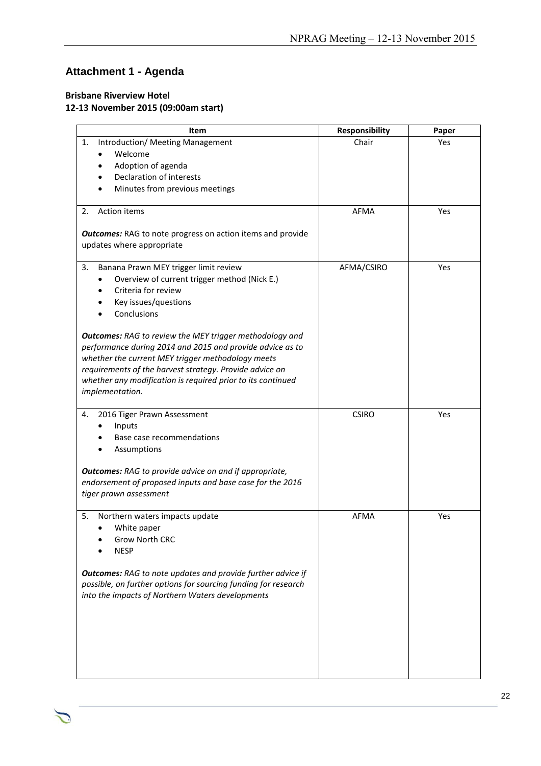## Attachment 1 - Agenda

**Brisbane Riverview Hotel**
**12-13 November 2015 (09:00am start)**

| Item | Responsibility | Paper |
|---|---|---|
| 1. Introduction/ Meeting Management<br>• Welcome<br>• Adoption of agenda<br>• Declaration of interests<br>• Minutes from previous meetings | Chair | Yes |
| 2. Action items<br><br>***Outcomes:*** RAG to note progress on action items and provide updates where appropriate | AFMA | Yes |
| 3. Banana Prawn MEY trigger limit review<br>• Overview of current trigger method (Nick E.)<br>• Criteria for review<br>• Key issues/questions<br>• Conclusions<br><br>***Outcomes:*** *RAG to review the MEY trigger methodology and performance during 2014 and 2015 and provide advice as to whether the current MEY trigger methodology meets requirements of the harvest strategy. Provide advice on whether any modification is required prior to its continued implementation.* | AFMA/CSIRO | Yes |
| 4. 2016 Tiger Prawn Assessment<br>• Inputs<br>• Base case recommendations<br>• Assumptions<br><br>***Outcomes:*** *RAG to provide advice on and if appropriate, endorsement of proposed inputs and base case for the 2016 tiger prawn assessment* | CSIRO | Yes |
| 5. Northern waters impacts update<br>• White paper<br>• Grow North CRC<br>• NESP<br><br>***Outcomes:*** *RAG to note updates and provide further advice if possible, on further options for sourcing funding for research into the impacts of Northern Waters developments* | AFMA | Yes |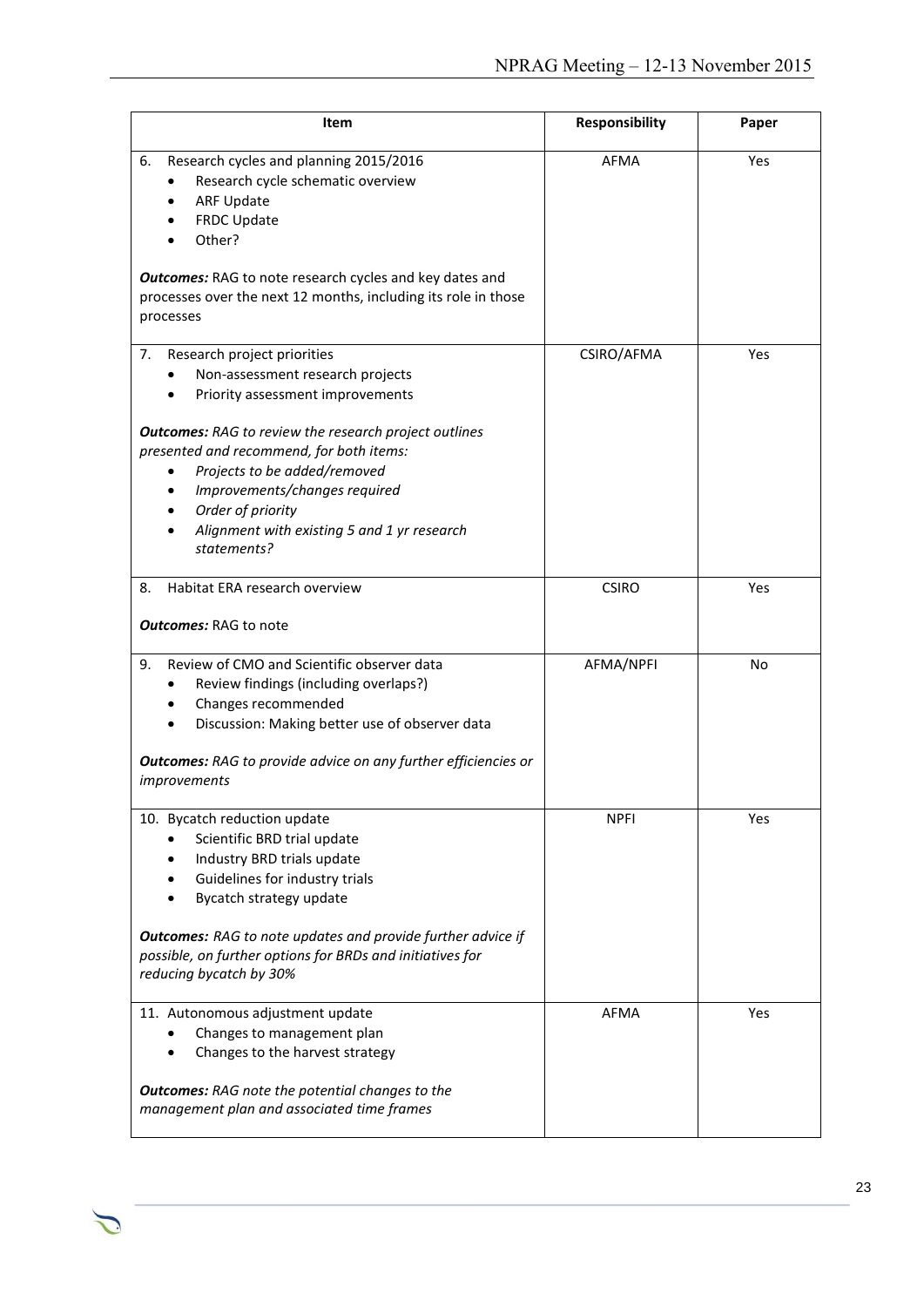| Item | Responsibility | Paper |
|---|---|---|
| 6. Research cycles and planning 2015/2016<br>• Research cycle schematic overview<br>• ARF Update<br>• FRDC Update<br>• Other?<br><br>***Outcomes:*** RAG to note research cycles and key dates and processes over the next 12 months, including its role in those processes | AFMA | Yes |
| 7. Research project priorities<br>• Non-assessment research projects<br>• Priority assessment improvements<br><br>***Outcomes:*** *RAG to review the research project outlines presented and recommend, for both items:*<br>• *Projects to be added/removed*<br>• *Improvements/changes required*<br>• *Order of priority*<br>• *Alignment with existing 5 and 1 yr research statements?* | CSIRO/AFMA | Yes |
| 8. Habitat ERA research overview<br><br>***Outcomes:*** RAG to note | CSIRO | Yes |
| 9. Review of CMO and Scientific observer data<br>• Review findings (including overlaps?)<br>• Changes recommended<br>• Discussion: Making better use of observer data<br><br>***Outcomes:*** *RAG to provide advice on any further efficiencies or improvements* | AFMA/NPFI | No |
| 10. Bycatch reduction update<br>• Scientific BRD trial update<br>• Industry BRD trials update<br>• Guidelines for industry trials<br>• Bycatch strategy update<br><br>***Outcomes:*** *RAG to note updates and provide further advice if possible, on further options for BRDs and initiatives for reducing bycatch by 30%* | NPFI | Yes |
| 11. Autonomous adjustment update<br>• Changes to management plan<br>• Changes to the harvest strategy<br><br>***Outcomes:*** *RAG note the potential changes to the management plan and associated time frames* | AFMA | Yes |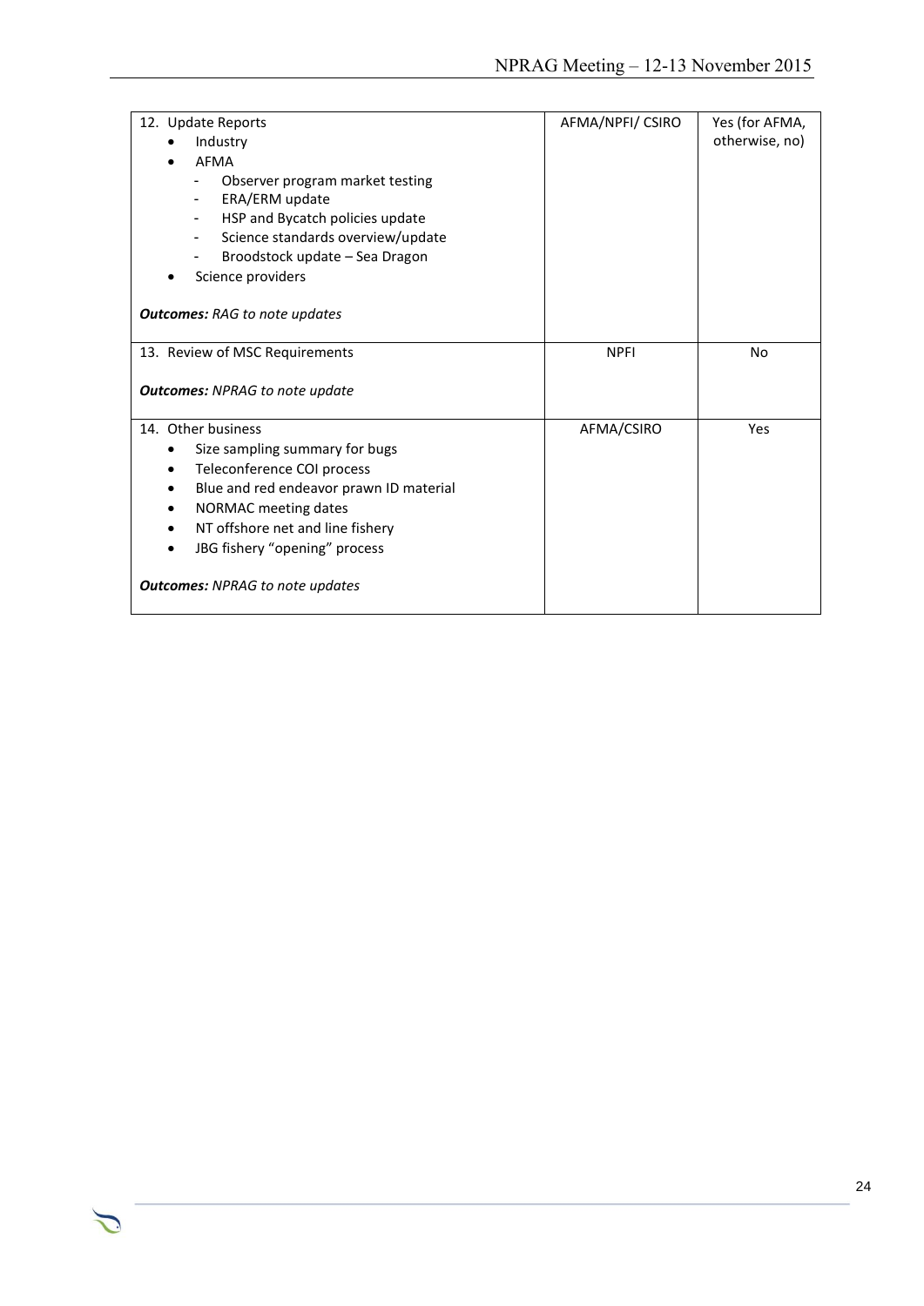| | | |
|---|---|---|
| 12. Update Reports<br>• Industry<br>• AFMA<br>- Observer program market testing<br>- ERA/ERM update<br>- HSP and Bycatch policies update<br>- Science standards overview/update<br>- Broodstock update – Sea Dragon<br>• Science providers<br><br>***Outcomes:*** *RAG to note updates* | AFMA/NPFI/ CSIRO | Yes (for AFMA, otherwise, no) |
| 13. Review of MSC Requirements<br><br>***Outcomes:*** *NPRAG to note update* | NPFI | No |
| 14. Other business<br>• Size sampling summary for bugs<br>• Teleconference COI process<br>• Blue and red endeavor prawn ID material<br>• NORMAC meeting dates<br>• NT offshore net and line fishery<br>• JBG fishery "opening" process<br><br>***Outcomes:*** *NPRAG to note updates* | AFMA/CSIRO | Yes |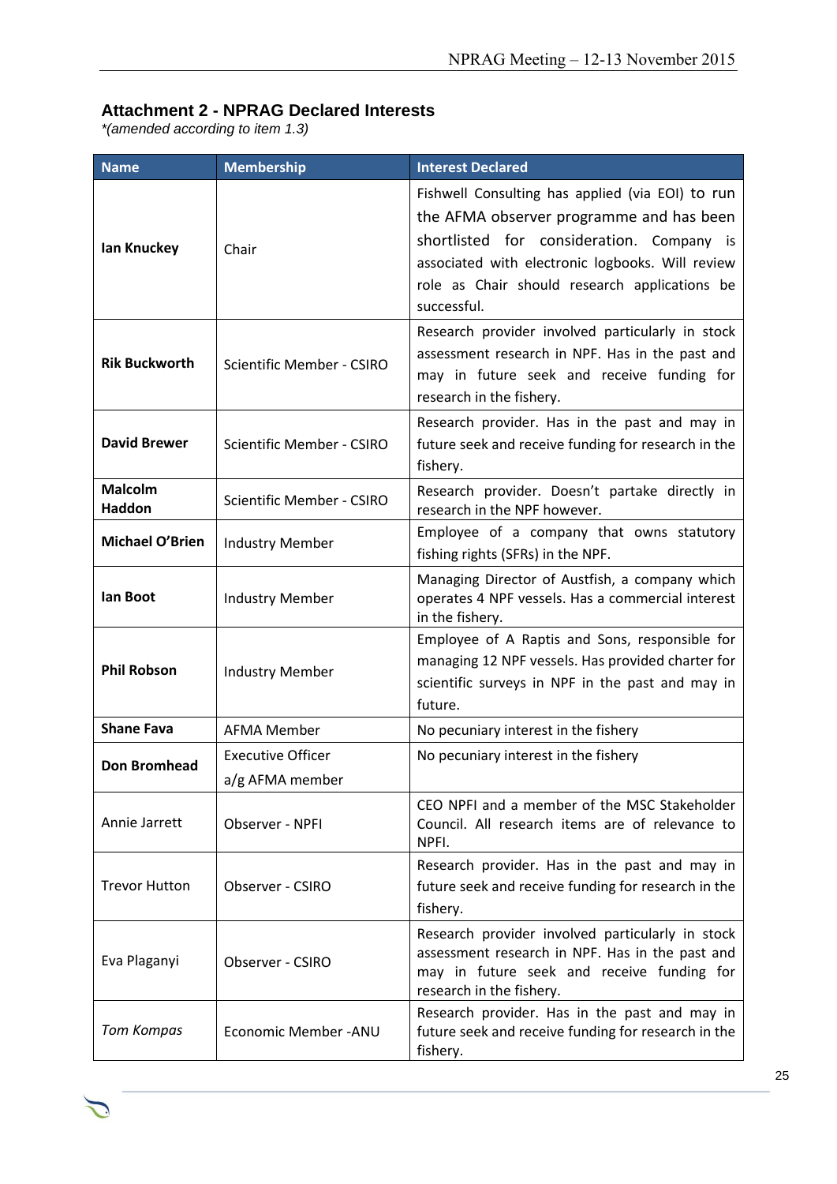## Attachment 2 - NPRAG Declared Interests

*\*(amended according to item 1.3)*

| Name | Membership | Interest Declared |
|---|---|---|
| **Ian Knuckey** | Chair | Fishwell Consulting has applied (via EOI) to run the AFMA observer programme and has been shortlisted for consideration. Company is associated with electronic logbooks. Will review role as Chair should research applications be successful. |
| **Rik Buckworth** | Scientific Member - CSIRO | Research provider involved particularly in stock assessment research in NPF. Has in the past and may in future seek and receive funding for research in the fishery. |
| **David Brewer** | Scientific Member - CSIRO | Research provider. Has in the past and may in future seek and receive funding for research in the fishery. |
| **Malcolm Haddon** | Scientific Member - CSIRO | Research provider. Doesn't partake directly in research in the NPF however. |
| **Michael O'Brien** | Industry Member | Employee of a company that owns statutory fishing rights (SFRs) in the NPF. |
| **Ian Boot** | Industry Member | Managing Director of Austfish, a company which operates 4 NPF vessels. Has a commercial interest in the fishery. |
| **Phil Robson** | Industry Member | Employee of A Raptis and Sons, responsible for managing 12 NPF vessels. Has provided charter for scientific surveys in NPF in the past and may in future. |
| **Shane Fava** | AFMA Member | No pecuniary interest in the fishery |
| **Don Bromhead** | Executive Officer a/g AFMA member | No pecuniary interest in the fishery |
| Annie Jarrett | Observer - NPFI | CEO NPFI and a member of the MSC Stakeholder Council. All research items are of relevance to NPFI. |
| Trevor Hutton | Observer - CSIRO | Research provider. Has in the past and may in future seek and receive funding for research in the fishery. |
| Eva Plaganyi | Observer - CSIRO | Research provider involved particularly in stock assessment research in NPF. Has in the past and may in future seek and receive funding for research in the fishery. |
| *Tom Kompas* | Economic Member -ANU | Research provider. Has in the past and may in future seek and receive funding for research in the fishery. |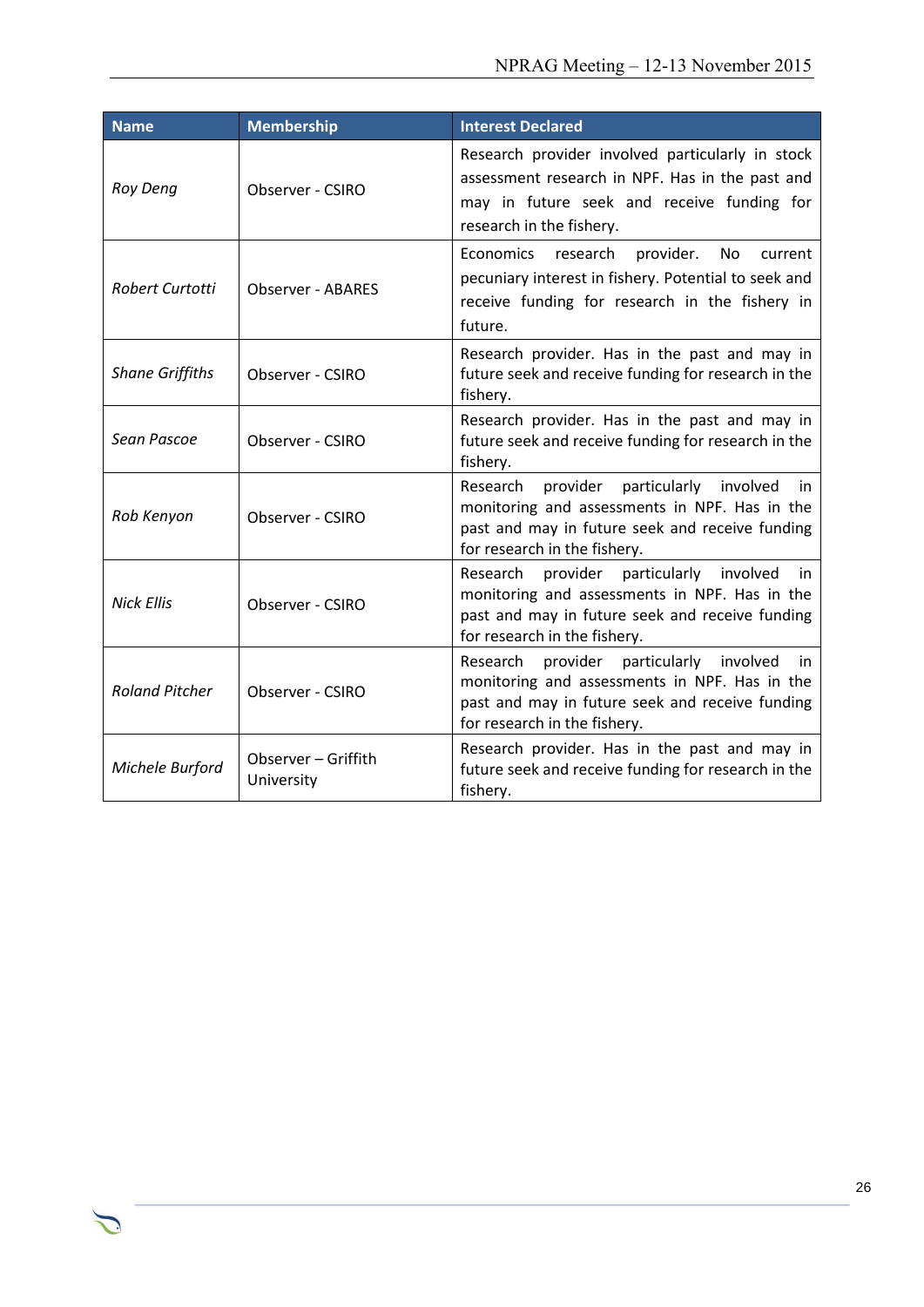| Name | Membership | Interest Declared |
| --- | --- | --- |
| *Roy Deng* | Observer - CSIRO | Research provider involved particularly in stock assessment research in NPF. Has in the past and may in future seek and receive funding for research in the fishery. |
| *Robert Curtotti* | Observer - ABARES | Economics research provider. No current pecuniary interest in fishery. Potential to seek and receive funding for research in the fishery in future. |
| *Shane Griffiths* | Observer - CSIRO | Research provider. Has in the past and may in future seek and receive funding for research in the fishery. |
| *Sean Pascoe* | Observer - CSIRO | Research provider. Has in the past and may in future seek and receive funding for research in the fishery. |
| *Rob Kenyon* | Observer - CSIRO | Research provider particularly involved in monitoring and assessments in NPF. Has in the past and may in future seek and receive funding for research in the fishery. |
| *Nick Ellis* | Observer - CSIRO | Research provider particularly involved in monitoring and assessments in NPF. Has in the past and may in future seek and receive funding for research in the fishery. |
| *Roland Pitcher* | Observer - CSIRO | Research provider particularly involved in monitoring and assessments in NPF. Has in the past and may in future seek and receive funding for research in the fishery. |
| *Michele Burford* | Observer – Griffith University | Research provider. Has in the past and may in future seek and receive funding for research in the fishery. |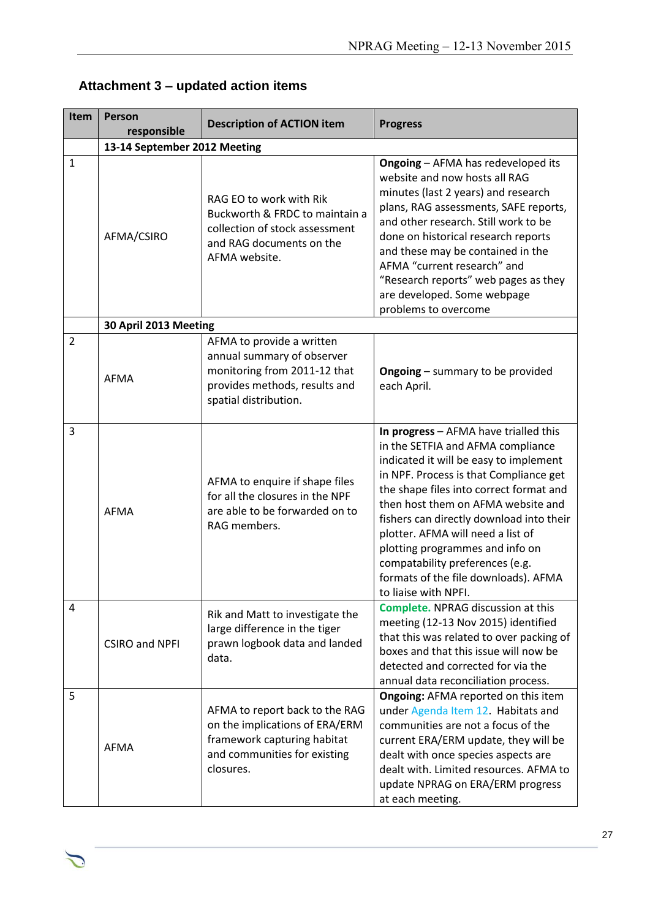## Attachment 3 – updated action items

| Item | Person responsible | Description of ACTION item | Progress |
|---|---|---|---|
| | **13-14 September 2012 Meeting** | | |
| 1 | AFMA/CSIRO | RAG EO to work with Rik Buckworth & FRDC to maintain a collection of stock assessment and RAG documents on the AFMA website. | **Ongoing** – AFMA has redeveloped its website and now hosts all RAG minutes (last 2 years) and research plans, RAG assessments, SAFE reports, and other research. Still work to be done on historical research reports and these may be contained in the AFMA "current research" and "Research reports" web pages as they are developed. Some webpage problems to overcome |
| | **30 April 2013 Meeting** | | |
| 2 | AFMA | AFMA to provide a written annual summary of observer monitoring from 2011-12 that provides methods, results and spatial distribution. | **Ongoing** – summary to be provided each April. |
| 3 | AFMA | AFMA to enquire if shape files for all the closures in the NPF are able to be forwarded on to RAG members. | **In progress** – AFMA have trialled this in the SETFIA and AFMA compliance indicated it will be easy to implement in NPF. Process is that Compliance get the shape files into correct format and then host them on AFMA website and fishers can directly download into their plotter. AFMA will need a list of plotting programmes and info on compatability preferences (e.g. formats of the file downloads). AFMA to liaise with NPFI. |
| 4 | CSIRO and NPFI | Rik and Matt to investigate the large difference in the tiger prawn logbook data and landed data. | **Complete.** NPRAG discussion at this meeting (12-13 Nov 2015) identified that this was related to over packing of boxes and that this issue will now be detected and corrected for via the annual data reconciliation process. |
| 5 | AFMA | AFMA to report back to the RAG on the implications of ERA/ERM framework capturing habitat and communities for existing closures. | **Ongoing:** AFMA reported on this item under Agenda Item 12. Habitats and communities are not a focus of the current ERA/ERM update, they will be dealt with once species aspects are dealt with. Limited resources. AFMA to update NPRAG on ERA/ERM progress at each meeting. |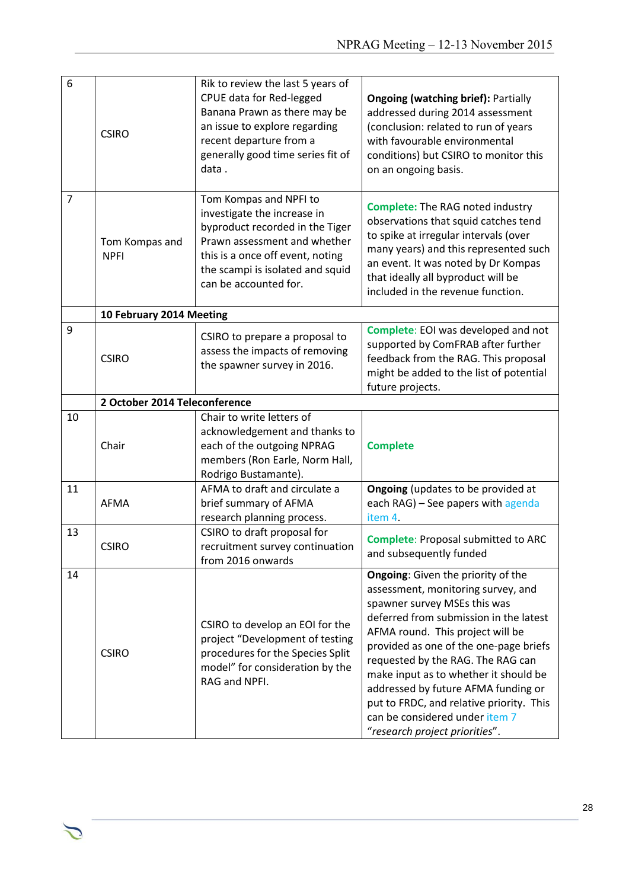| | | | |
|---|---|---|---|
| 6 | CSIRO | Rik to review the last 5 years of CPUE data for Red-legged Banana Prawn as there may be an issue to explore regarding recent departure from a generally good time series fit of data . | **Ongoing (watching brief):** Partially addressed during 2014 assessment (conclusion: related to run of years with favourable environmental conditions) but CSIRO to monitor this on an ongoing basis. |
| 7 | Tom Kompas and NPFI | Tom Kompas and NPFI to investigate the increase in byproduct recorded in the Tiger Prawn assessment and whether this is a once off event, noting the scampi is isolated and squid can be accounted for. | **Complete:** The RAG noted industry observations that squid catches tend to spike at irregular intervals (over many years) and this represented such an event. It was noted by Dr Kompas that ideally all byproduct will be included in the revenue function. |
| | **10 February 2014 Meeting** | | |
| 9 | CSIRO | CSIRO to prepare a proposal to assess the impacts of removing the spawner survey in 2016. | **Complete**: EOI was developed and not supported by ComFRAB after further feedback from the RAG. This proposal might be added to the list of potential future projects. |
| | **2 October 2014 Teleconference** | | |
| 10 | Chair | Chair to write letters of acknowledgement and thanks to each of the outgoing NPRAG members (Ron Earle, Norm Hall, Rodrigo Bustamante). | **Complete** |
| 11 | AFMA | AFMA to draft and circulate a brief summary of AFMA research planning process. | **Ongoing** (updates to be provided at each RAG) – See papers with agenda item 4. |
| 13 | CSIRO | CSIRO to draft proposal for recruitment survey continuation from 2016 onwards | **Complete**: Proposal submitted to ARC and subsequently funded |
| 14 | CSIRO | CSIRO to develop an EOI for the project "Development of testing procedures for the Species Split model" for consideration by the RAG and NPFI. | **Ongoing**: Given the priority of the assessment, monitoring survey, and spawner survey MSEs this was deferred from submission in the latest AFMA round. This project will be provided as one of the one-page briefs requested by the RAG. The RAG can make input as to whether it should be addressed by future AFMA funding or put to FRDC, and relative priority. This can be considered under item 7 "*research project priorities*". |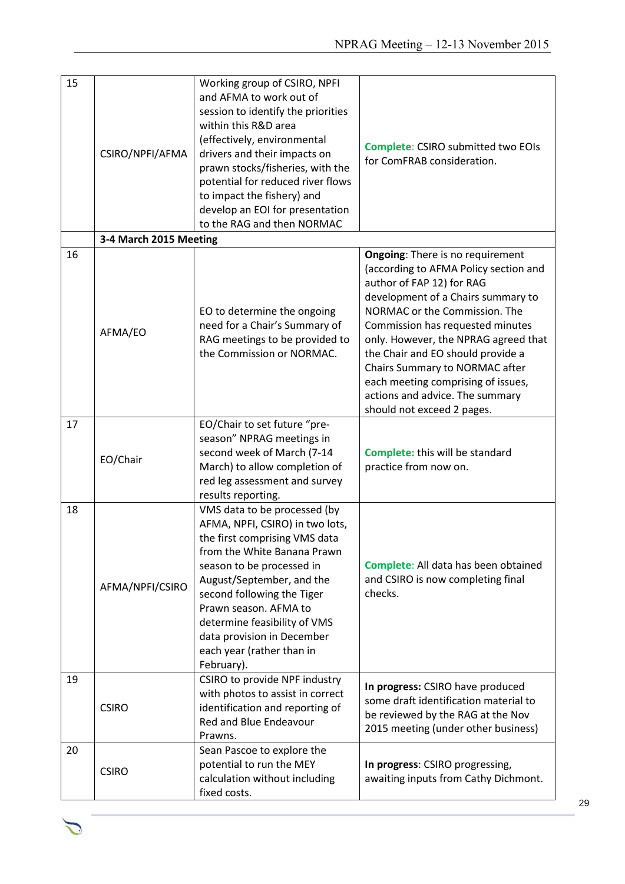| | | | |
|---|---|---|---|
| 15 | CSIRO/NPFI/AFMA | Working group of CSIRO, NPFI and AFMA to work out of session to identify the priorities within this R&D area (effectively, environmental drivers and their impacts on prawn stocks/fisheries, with the potential for reduced river flows to impact the fishery) and develop an EOI for presentation to the RAG and then NORMAC | **Complete**: CSIRO submitted two EOIs for ComFRAB consideration. |
| | **3-4 March 2015 Meeting** | | |
| 16 | AFMA/EO | EO to determine the ongoing need for a Chair's Summary of RAG meetings to be provided to the Commission or NORMAC. | **Ongoing**: There is no requirement (according to AFMA Policy section and author of FAP 12) for RAG development of a Chairs summary to NORMAC or the Commission. The Commission has requested minutes only. However, the NPRAG agreed that the Chair and EO should provide a Chairs Summary to NORMAC after each meeting comprising of issues, actions and advice. The summary should not exceed 2 pages. |
| 17 | EO/Chair | EO/Chair to set future "pre-season" NPRAG meetings in second week of March (7-14 March) to allow completion of red leg assessment and survey results reporting. | **Complete:** this will be standard practice from now on. |
| 18 | AFMA/NPFI/CSIRO | VMS data to be processed (by AFMA, NPFI, CSIRO) in two lots, the first comprising VMS data from the White Banana Prawn season to be processed in August/September, and the second following the Tiger Prawn season. AFMA to determine feasibility of VMS data provision in December each year (rather than in February). | **Complete**: All data has been obtained and CSIRO is now completing final checks. |
| 19 | CSIRO | CSIRO to provide NPF industry with photos to assist in correct identification and reporting of Red and Blue Endeavour Prawns. | **In progress:** CSIRO have produced some draft identification material to be reviewed by the RAG at the Nov 2015 meeting (under other business) |
| 20 | CSIRO | Sean Pascoe to explore the potential to run the MEY calculation without including fixed costs. | **In progress**: CSIRO progressing, awaiting inputs from Cathy Dichmont. |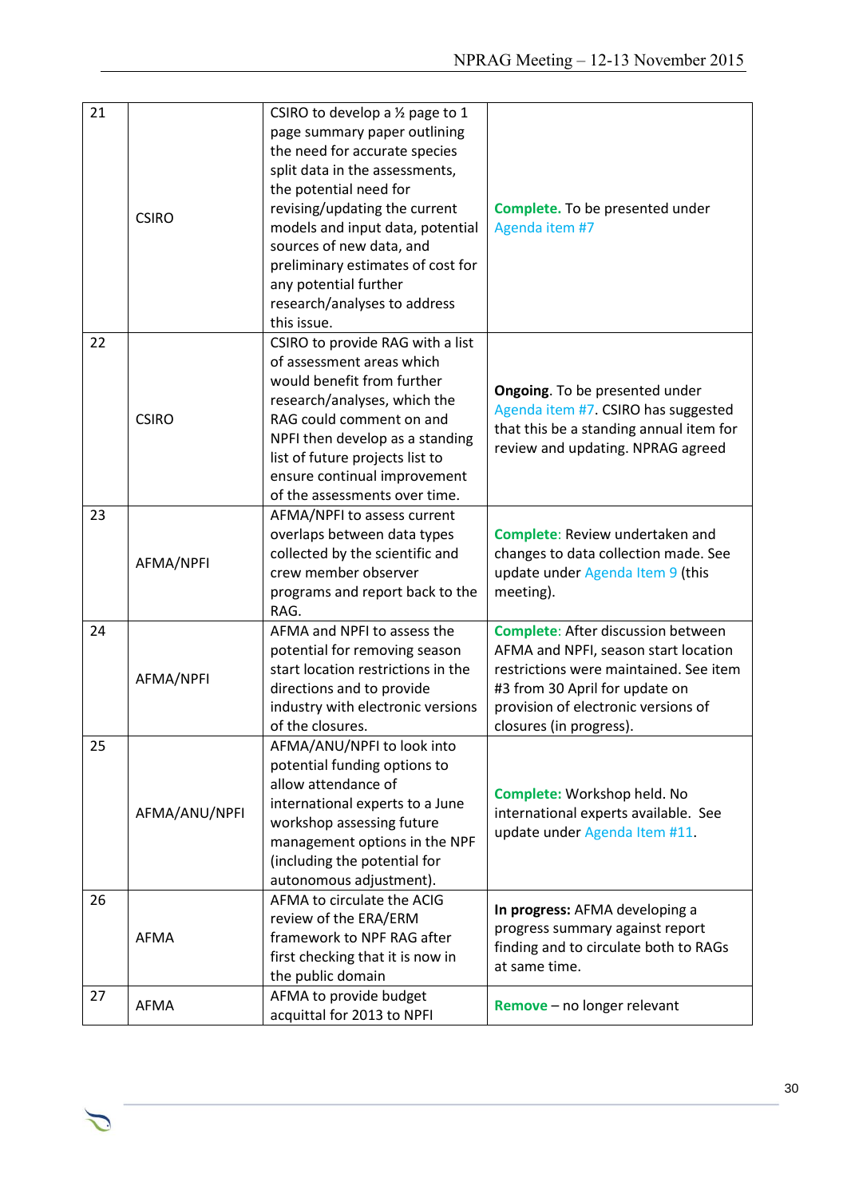| 21 | CSIRO | CSIRO to develop a ½ page to 1 page summary paper outlining the need for accurate species split data in the assessments, the potential need for revising/updating the current models and input data, potential sources of new data, and preliminary estimates of cost for any potential further research/analyses to address this issue. | **Complete.** To be presented under Agenda item #7 |
|---|---|---|---|
| 22 | CSIRO | CSIRO to provide RAG with a list of assessment areas which would benefit from further research/analyses, which the RAG could comment on and NPFI then develop as a standing list of future projects list to ensure continual improvement of the assessments over time. | **Ongoing**. To be presented under Agenda item #7. CSIRO has suggested that this be a standing annual item for review and updating. NPRAG agreed |
| 23 | AFMA/NPFI | AFMA/NPFI to assess current overlaps between data types collected by the scientific and crew member observer programs and report back to the RAG. | **Complete**: Review undertaken and changes to data collection made. See update under Agenda Item 9 (this meeting). |
| 24 | AFMA/NPFI | AFMA and NPFI to assess the potential for removing season start location restrictions in the directions and to provide industry with electronic versions of the closures. | **Complete**: After discussion between AFMA and NPFI, season start location restrictions were maintained. See item #3 from 30 April for update on provision of electronic versions of closures (in progress). |
| 25 | AFMA/ANU/NPFI | AFMA/ANU/NPFI to look into potential funding options to allow attendance of international experts to a June workshop assessing future management options in the NPF (including the potential for autonomous adjustment). | **Complete:** Workshop held. No international experts available. See update under Agenda Item #11. |
| 26 | AFMA | AFMA to circulate the ACIG review of the ERA/ERM framework to NPF RAG after first checking that it is now in the public domain | **In progress:** AFMA developing a progress summary against report finding and to circulate both to RAGs at same time. |
| 27 | AFMA | AFMA to provide budget acquittal for 2013 to NPFI | **Remove** – no longer relevant |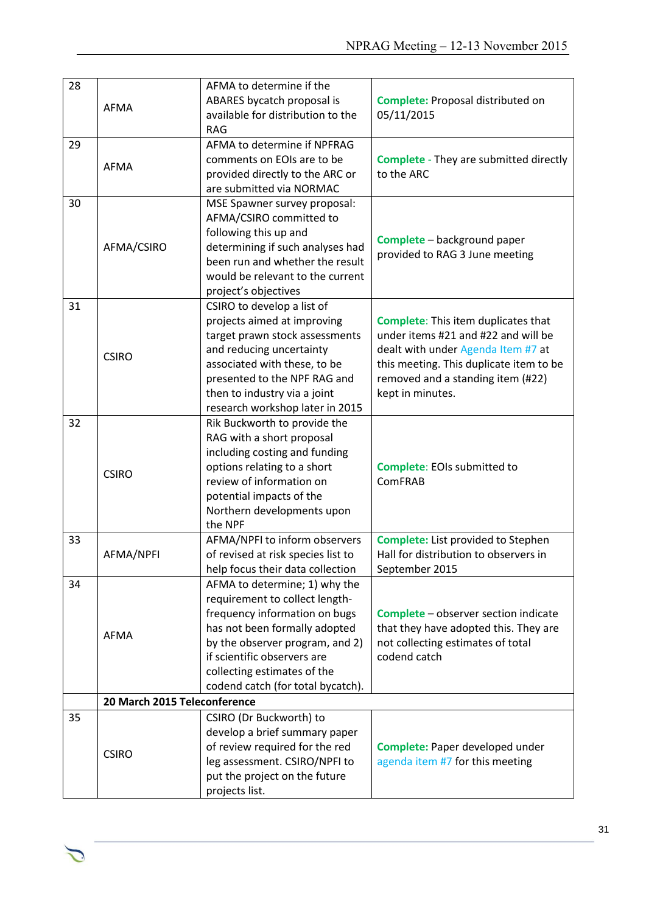| 28 | AFMA | AFMA to determine if the ABARES bycatch proposal is available for distribution to the RAG | **Complete:** Proposal distributed on 05/11/2015 |
|---|---|---|---|
| 29 | AFMA | AFMA to determine if NPFRAG comments on EOIs are to be provided directly to the ARC or are submitted via NORMAC | **Complete** - They are submitted directly to the ARC |
| 30 | AFMA/CSIRO | MSE Spawner survey proposal: AFMA/CSIRO committed to following this up and determining if such analyses had been run and whether the result would be relevant to the current project's objectives | **Complete** – background paper provided to RAG 3 June meeting |
| 31 | CSIRO | CSIRO to develop a list of projects aimed at improving target prawn stock assessments and reducing uncertainty associated with these, to be presented to the NPF RAG and then to industry via a joint research workshop later in 2015 | **Complete:** This item duplicates that under items #21 and #22 and will be dealt with under Agenda Item #7 at this meeting. This duplicate item to be removed and a standing item (#22) kept in minutes. |
| 32 | CSIRO | Rik Buckworth to provide the RAG with a short proposal including costing and funding options relating to a short review of information on potential impacts of the Northern developments upon the NPF | **Complete:** EOIs submitted to ComFRAB |
| 33 | AFMA/NPFI | AFMA/NPFI to inform observers of revised at risk species list to help focus their data collection | **Complete:** List provided to Stephen Hall for distribution to observers in September 2015 |
| 34 | AFMA | AFMA to determine; 1) why the requirement to collect length-frequency information on bugs has not been formally adopted by the observer program, and 2) if scientific observers are collecting estimates of the codend catch (for total bycatch). | **Complete** – observer section indicate that they have adopted this. They are not collecting estimates of total codend catch |
| | **20 March 2015 Teleconference** | | |
| 35 | CSIRO | CSIRO (Dr Buckworth) to develop a brief summary paper of review required for the red leg assessment. CSIRO/NPFI to put the project on the future projects list. | **Complete:** Paper developed under agenda item #7 for this meeting |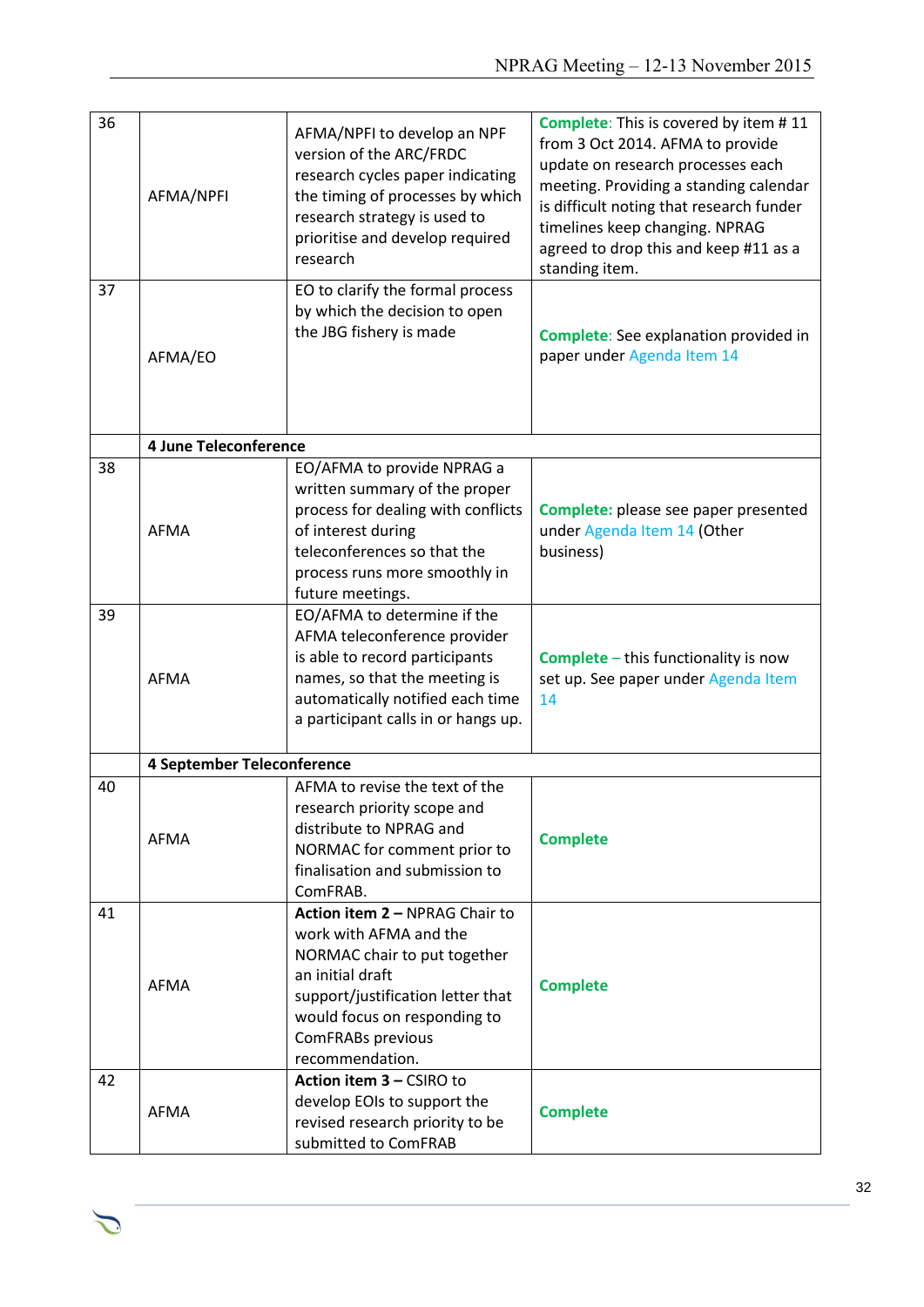| | | | |
|---|---|---|---|
| 36 | AFMA/NPFI | AFMA/NPFI to develop an NPF version of the ARC/FRDC research cycles paper indicating the timing of processes by which research strategy is used to prioritise and develop required research | **Complete**: This is covered by item # 11 from 3 Oct 2014. AFMA to provide update on research processes each meeting. Providing a standing calendar is difficult noting that research funder timelines keep changing. NPRAG agreed to drop this and keep #11 as a standing item. |
| 37 | AFMA/EO | EO to clarify the formal process by which the decision to open the JBG fishery is made | **Complete**: See explanation provided in paper under Agenda Item 14 |
| | **4 June Teleconference** | | |
| 38 | AFMA | EO/AFMA to provide NPRAG a written summary of the proper process for dealing with conflicts of interest during teleconferences so that the process runs more smoothly in future meetings. | **Complete:** please see paper presented under Agenda Item 14 (Other business) |
| 39 | AFMA | EO/AFMA to determine if the AFMA teleconference provider is able to record participants names, so that the meeting is automatically notified each time a participant calls in or hangs up. | **Complete** – this functionality is now set up. See paper under Agenda Item 14 |
| | **4 September Teleconference** | | |
| 40 | AFMA | AFMA to revise the text of the research priority scope and distribute to NPRAG and NORMAC for comment prior to finalisation and submission to ComFRAB. | **Complete** |
| 41 | AFMA | **Action item 2 –** NPRAG Chair to work with AFMA and the NORMAC chair to put together an initial draft support/justification letter that would focus on responding to ComFRABs previous recommendation. | **Complete** |
| 42 | AFMA | **Action item 3 –** CSIRO to develop EOIs to support the revised research priority to be submitted to ComFRAB | **Complete** |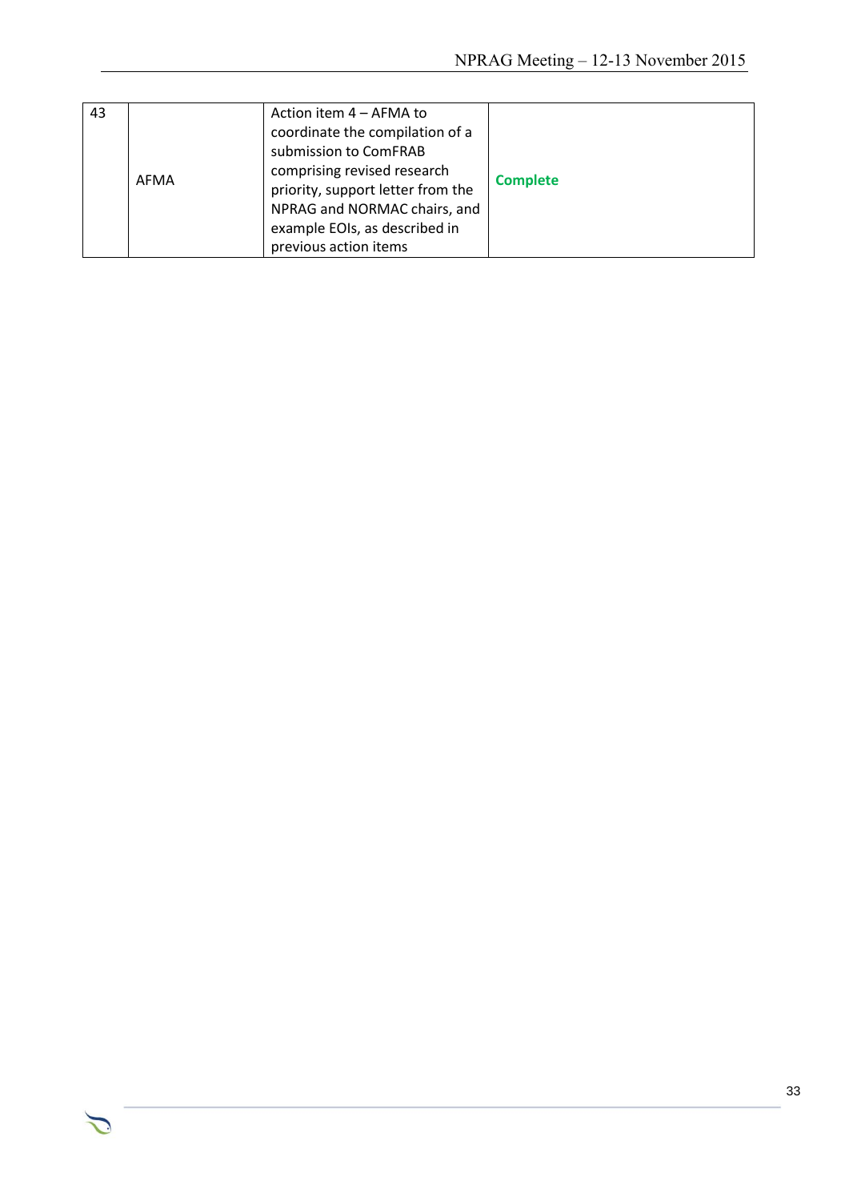| | | | |
|---|---|---|---|
| 43 | AFMA | Action item 4 – AFMA to coordinate the compilation of a submission to ComFRAB comprising revised research priority, support letter from the NPRAG and NORMAC chairs, and example EOIs, as described in previous action items | **Complete** |